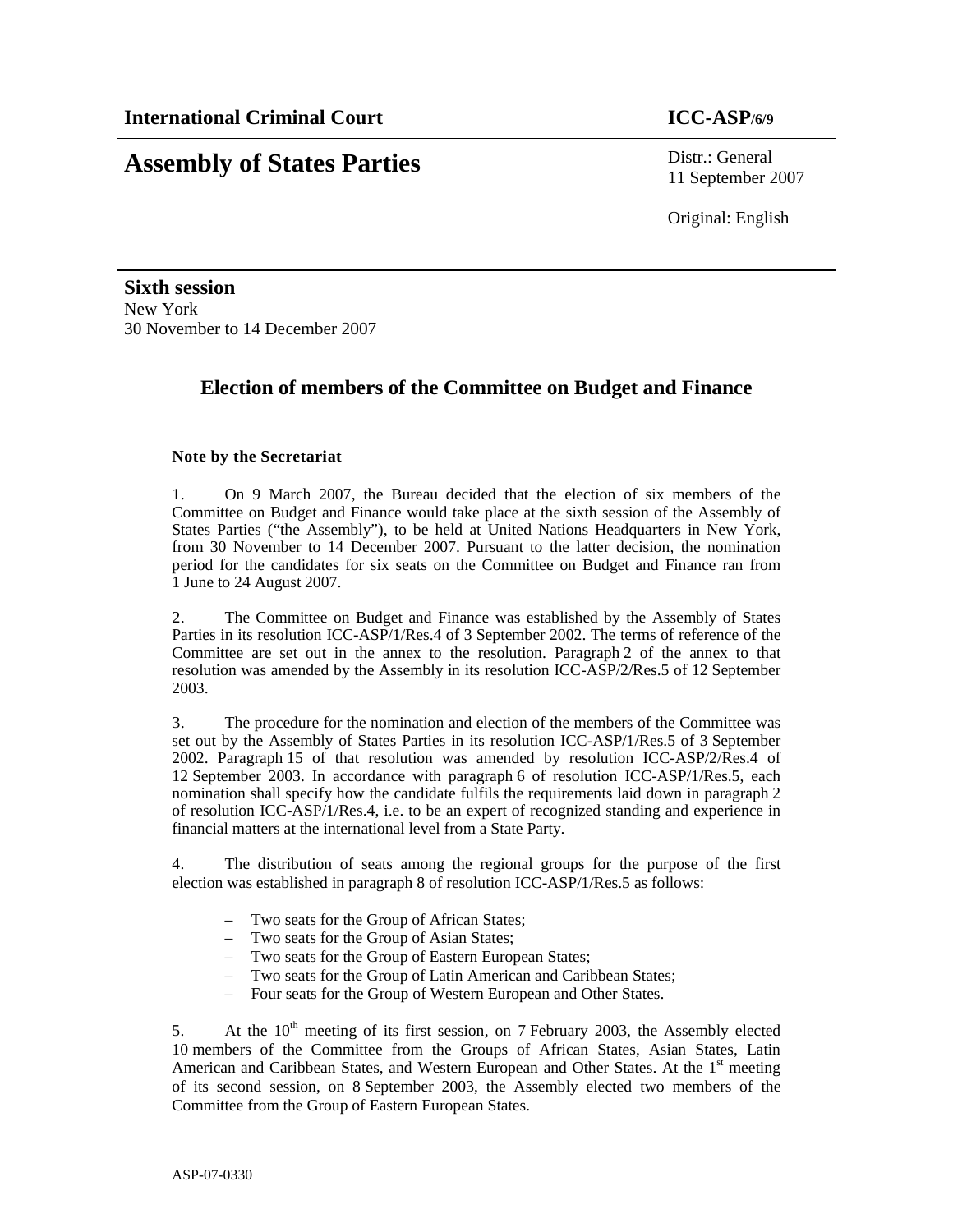**International Criminal Court** **ICC-ASP/6/9**

# Assembly of States Parties

Distr.: General
11 September 2007

Original: English

**Sixth session**
New York
30 November to 14 December 2007

## Election of members of the Committee on Budget and Finance

### Note by the Secretariat

1. On 9 March 2007, the Bureau decided that the election of six members of the Committee on Budget and Finance would take place at the sixth session of the Assembly of States Parties ("the Assembly"), to be held at United Nations Headquarters in New York, from 30 November to 14 December 2007. Pursuant to the latter decision, the nomination period for the candidates for six seats on the Committee on Budget and Finance ran from 1 June to 24 August 2007.

2. The Committee on Budget and Finance was established by the Assembly of States Parties in its resolution ICC-ASP/1/Res.4 of 3 September 2002. The terms of reference of the Committee are set out in the annex to the resolution. Paragraph 2 of the annex to that resolution was amended by the Assembly in its resolution ICC-ASP/2/Res.5 of 12 September 2003.

3. The procedure for the nomination and election of the members of the Committee was set out by the Assembly of States Parties in its resolution ICC-ASP/1/Res.5 of 3 September 2002. Paragraph 15 of that resolution was amended by resolution ICC-ASP/2/Res.4 of 12 September 2003. In accordance with paragraph 6 of resolution ICC-ASP/1/Res.5, each nomination shall specify how the candidate fulfils the requirements laid down in paragraph 2 of resolution ICC-ASP/1/Res.4, i.e. to be an expert of recognized standing and experience in financial matters at the international level from a State Party.

4. The distribution of seats among the regional groups for the purpose of the first election was established in paragraph 8 of resolution ICC-ASP/1/Res.5 as follows:

- Two seats for the Group of African States;
- Two seats for the Group of Asian States;
- Two seats for the Group of Eastern European States;
- Two seats for the Group of Latin American and Caribbean States;
- Four seats for the Group of Western European and Other States.

5. At the 10th meeting of its first session, on 7 February 2003, the Assembly elected 10 members of the Committee from the Groups of African States, Asian States, Latin American and Caribbean States, and Western European and Other States. At the 1st meeting of its second session, on 8 September 2003, the Assembly elected two members of the Committee from the Group of Eastern European States.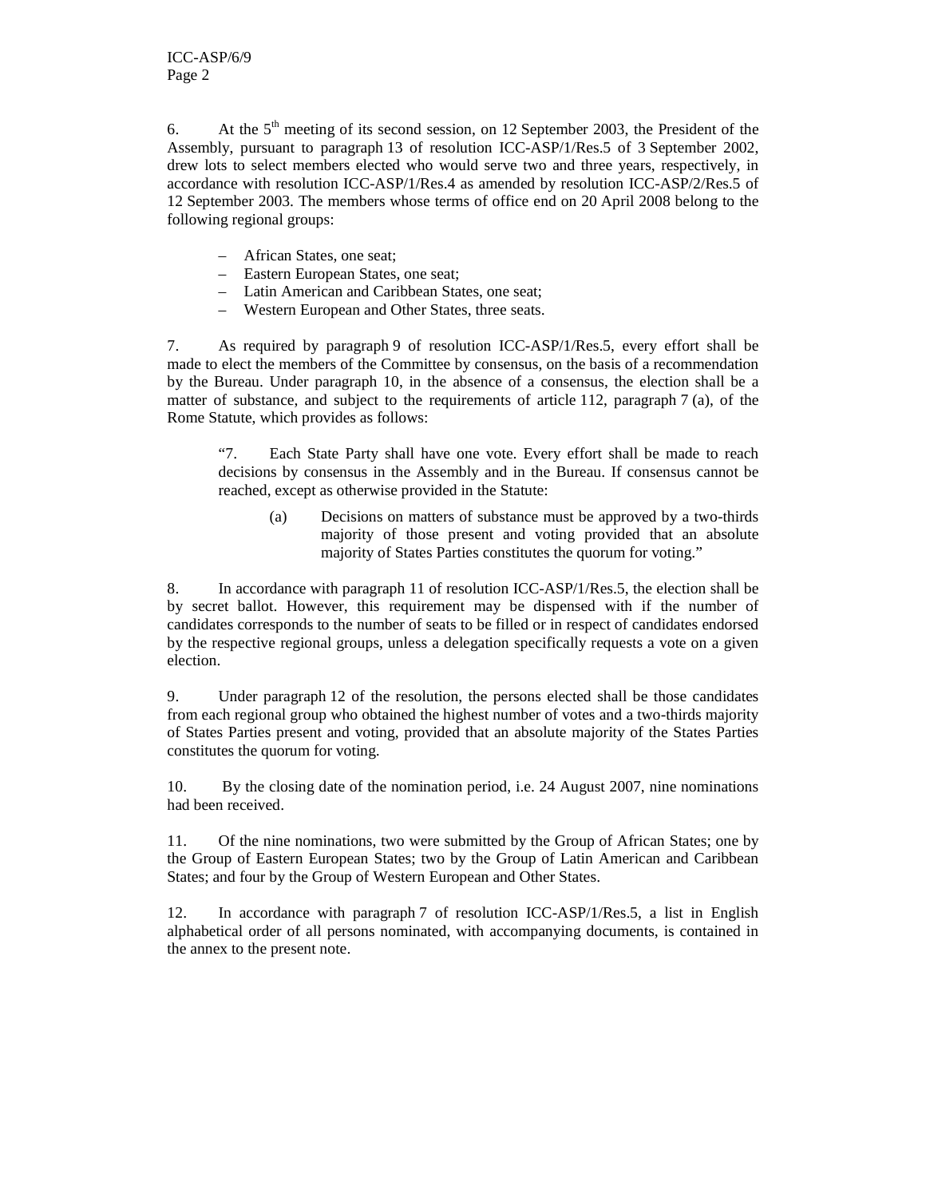6. At the 5th meeting of its second session, on 12 September 2003, the President of the Assembly, pursuant to paragraph 13 of resolution ICC-ASP/1/Res.5 of 3 September 2002, drew lots to select members elected who would serve two and three years, respectively, in accordance with resolution ICC-ASP/1/Res.4 as amended by resolution ICC-ASP/2/Res.5 of 12 September 2003. The members whose terms of office end on 20 April 2008 belong to the following regional groups:

- African States, one seat;
- Eastern European States, one seat;
- Latin American and Caribbean States, one seat;
- Western European and Other States, three seats.

7. As required by paragraph 9 of resolution ICC-ASP/1/Res.5, every effort shall be made to elect the members of the Committee by consensus, on the basis of a recommendation by the Bureau. Under paragraph 10, in the absence of a consensus, the election shall be a matter of substance, and subject to the requirements of article 112, paragraph 7 (a), of the Rome Statute, which provides as follows:

> "7. Each State Party shall have one vote. Every effort shall be made to reach decisions by consensus in the Assembly and in the Bureau. If consensus cannot be reached, except as otherwise provided in the Statute:
>
> (a) Decisions on matters of substance must be approved by a two-thirds majority of those present and voting provided that an absolute majority of States Parties constitutes the quorum for voting."

8. In accordance with paragraph 11 of resolution ICC-ASP/1/Res.5, the election shall be by secret ballot. However, this requirement may be dispensed with if the number of candidates corresponds to the number of seats to be filled or in respect of candidates endorsed by the respective regional groups, unless a delegation specifically requests a vote on a given election.

9. Under paragraph 12 of the resolution, the persons elected shall be those candidates from each regional group who obtained the highest number of votes and a two-thirds majority of States Parties present and voting, provided that an absolute majority of the States Parties constitutes the quorum for voting.

10. By the closing date of the nomination period, i.e. 24 August 2007, nine nominations had been received.

11. Of the nine nominations, two were submitted by the Group of African States; one by the Group of Eastern European States; two by the Group of Latin American and Caribbean States; and four by the Group of Western European and Other States.

12. In accordance with paragraph 7 of resolution ICC-ASP/1/Res.5, a list in English alphabetical order of all persons nominated, with accompanying documents, is contained in the annex to the present note.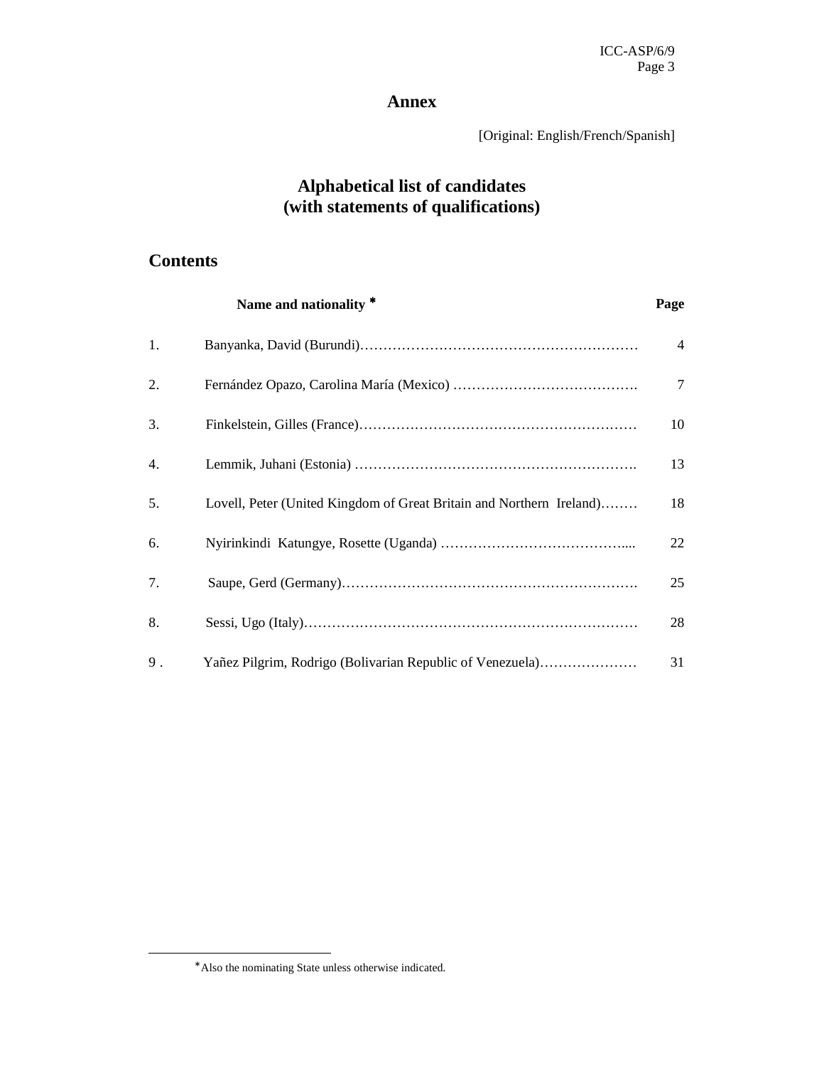# Annex

[Original: English/French/Spanish]

## Alphabetical list of candidates (with statements of qualifications)

## Contents

| | Name and nationality * | Page |
|---|---|---|
| 1. | Banyanka, David (Burundi) | 4 |
| 2. | Fernández Opazo, Carolina María (Mexico) | 7 |
| 3. | Finkelstein, Gilles (France) | 10 |
| 4. | Lemmik, Juhani (Estonia) | 13 |
| 5. | Lovell, Peter (United Kingdom of Great Britain and Northern Ireland) | 18 |
| 6. | Nyirinkindi Katungye, Rosette (Uganda) | 22 |
| 7. | Saupe, Gerd (Germany) | 25 |
| 8. | Sessi, Ugo (Italy) | 28 |
| 9 . | Yañez Pilgrim, Rodrigo (Bolivarian Republic of Venezuela) | 31 |

* Also the nominating State unless otherwise indicated.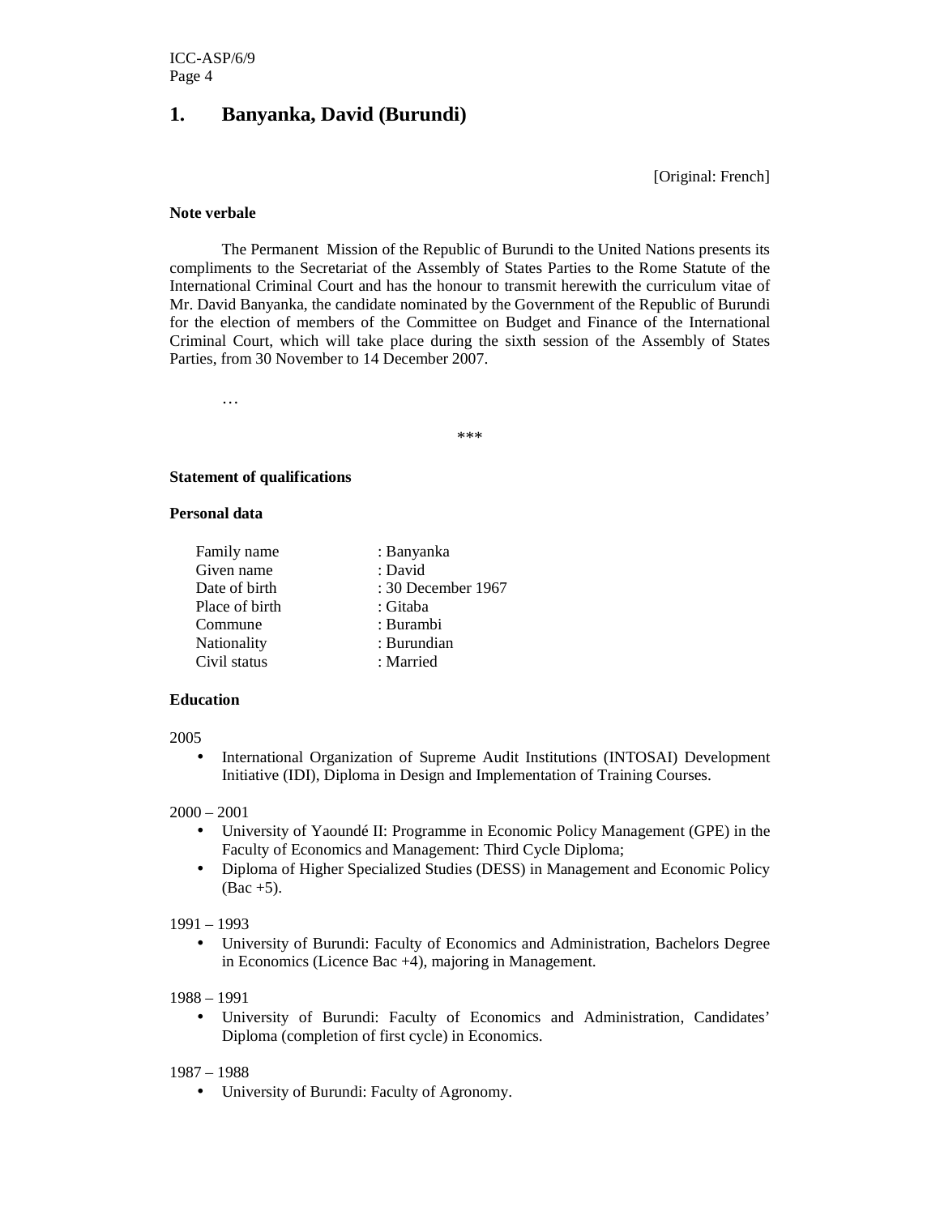## 1. Banyanka, David (Burundi)

[Original: French]

**Note verbale**

The Permanent Mission of the Republic of Burundi to the United Nations presents its compliments to the Secretariat of the Assembly of States Parties to the Rome Statute of the International Criminal Court and has the honour to transmit herewith the curriculum vitae of Mr. David Banyanka, the candidate nominated by the Government of the Republic of Burundi for the election of members of the Committee on Budget and Finance of the International Criminal Court, which will take place during the sixth session of the Assembly of States Parties, from 30 November to 14 December 2007.

…

\*\*\*

**Statement of qualifications**

**Personal data**

| | |
|---|---|
| Family name | : Banyanka |
| Given name | : David |
| Date of birth | : 30 December 1967 |
| Place of birth | : Gitaba |
| Commune | : Burambi |
| Nationality | : Burundian |
| Civil status | : Married |

**Education**

2005

- International Organization of Supreme Audit Institutions (INTOSAI) Development Initiative (IDI), Diploma in Design and Implementation of Training Courses.

2000 – 2001

- University of Yaoundé II: Programme in Economic Policy Management (GPE) in the Faculty of Economics and Management: Third Cycle Diploma;
- Diploma of Higher Specialized Studies (DESS) in Management and Economic Policy (Bac +5).

1991 – 1993

- University of Burundi: Faculty of Economics and Administration, Bachelors Degree in Economics (Licence Bac +4), majoring in Management.

1988 – 1991

- University of Burundi: Faculty of Economics and Administration, Candidates' Diploma (completion of first cycle) in Economics.

1987 – 1988

- University of Burundi: Faculty of Agronomy.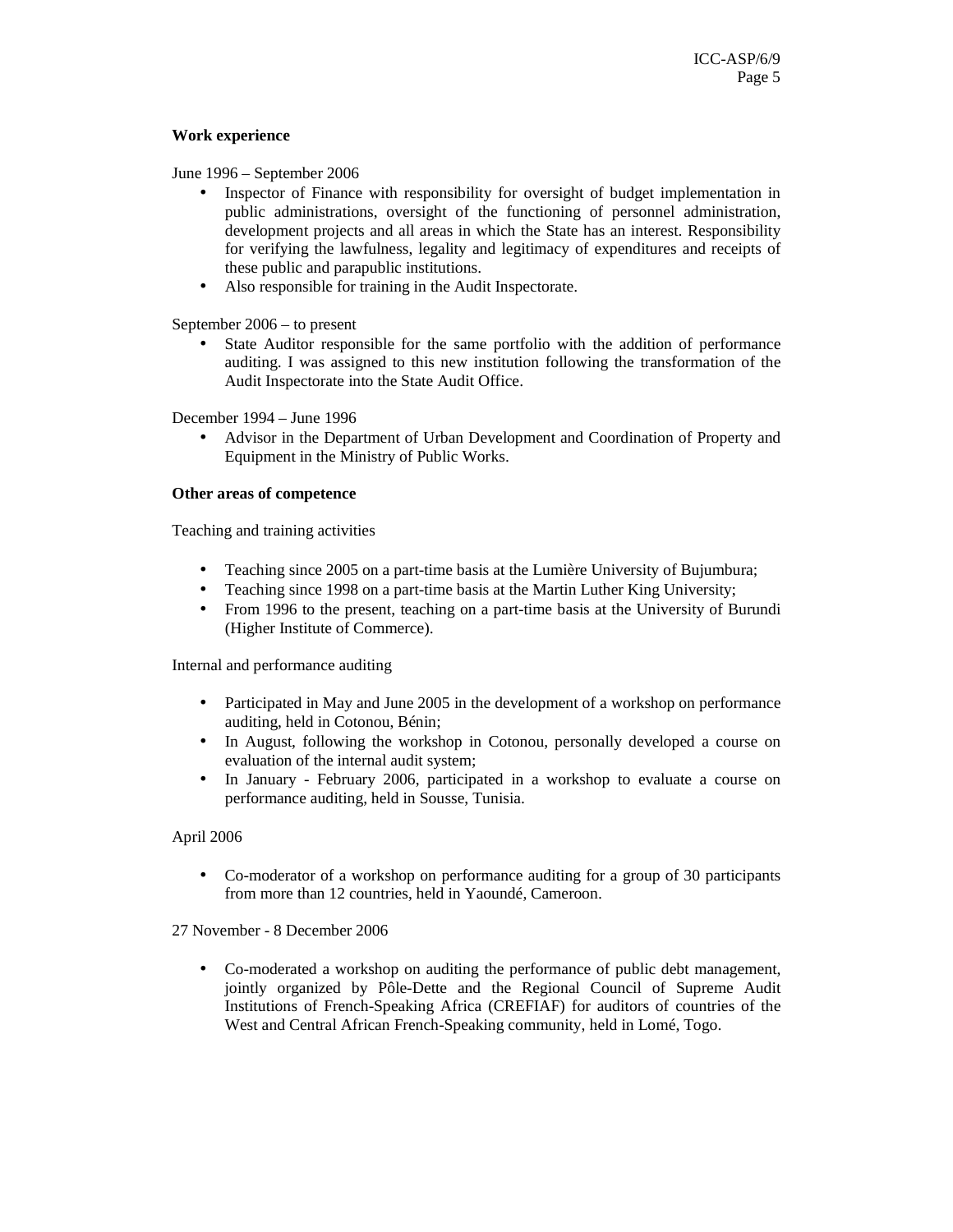**Work experience**

June 1996 – September 2006

- Inspector of Finance with responsibility for oversight of budget implementation in public administrations, oversight of the functioning of personnel administration, development projects and all areas in which the State has an interest. Responsibility for verifying the lawfulness, legality and legitimacy of expenditures and receipts of these public and parapublic institutions.
- Also responsible for training in the Audit Inspectorate.

September 2006 – to present

- State Auditor responsible for the same portfolio with the addition of performance auditing. I was assigned to this new institution following the transformation of the Audit Inspectorate into the State Audit Office.

December 1994 – June 1996

- Advisor in the Department of Urban Development and Coordination of Property and Equipment in the Ministry of Public Works.

**Other areas of competence**

Teaching and training activities

- Teaching since 2005 on a part-time basis at the Lumière University of Bujumbura;
- Teaching since 1998 on a part-time basis at the Martin Luther King University;
- From 1996 to the present, teaching on a part-time basis at the University of Burundi (Higher Institute of Commerce).

Internal and performance auditing

- Participated in May and June 2005 in the development of a workshop on performance auditing, held in Cotonou, Bénin;
- In August, following the workshop in Cotonou, personally developed a course on evaluation of the internal audit system;
- In January - February 2006, participated in a workshop to evaluate a course on performance auditing, held in Sousse, Tunisia.

April 2006

- Co-moderator of a workshop on performance auditing for a group of 30 participants from more than 12 countries, held in Yaoundé, Cameroon.

27 November - 8 December 2006

- Co-moderated a workshop on auditing the performance of public debt management, jointly organized by Pôle-Dette and the Regional Council of Supreme Audit Institutions of French-Speaking Africa (CREFIAF) for auditors of countries of the West and Central African French-Speaking community, held in Lomé, Togo.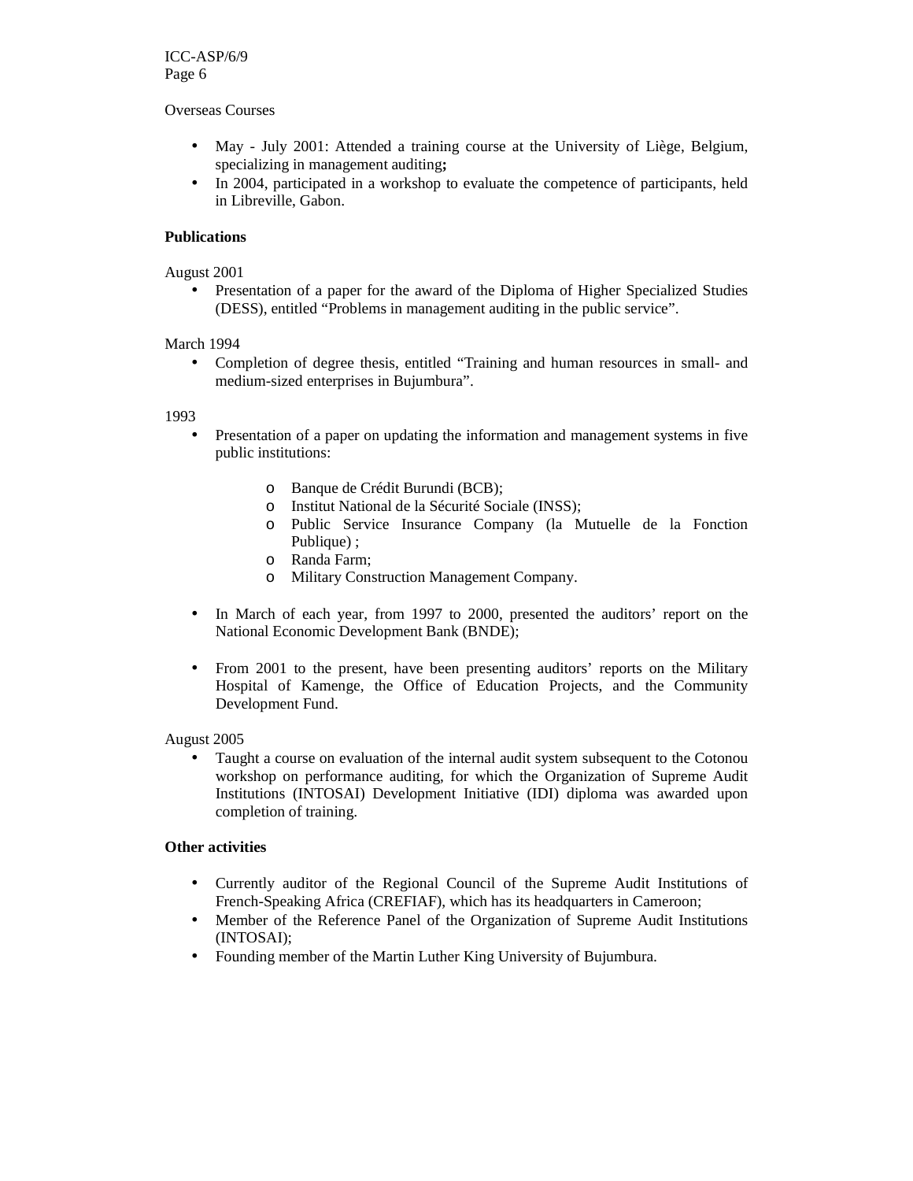Overseas Courses

- May - July 2001: Attended a training course at the University of Liège, Belgium, specializing in management auditing**;**
- In 2004, participated in a workshop to evaluate the competence of participants, held in Libreville, Gabon.

**Publications**

August 2001

- Presentation of a paper for the award of the Diploma of Higher Specialized Studies (DESS), entitled "Problems in management auditing in the public service".

March 1994

- Completion of degree thesis, entitled "Training and human resources in small- and medium-sized enterprises in Bujumbura".

1993

- Presentation of a paper on updating the information and management systems in five public institutions:
  - Banque de Crédit Burundi (BCB);
  - Institut National de la Sécurité Sociale (INSS);
  - Public Service Insurance Company (la Mutuelle de la Fonction Publique) ;
  - Randa Farm;
  - Military Construction Management Company.

- In March of each year, from 1997 to 2000, presented the auditors' report on the National Economic Development Bank (BNDE);

- From 2001 to the present, have been presenting auditors' reports on the Military Hospital of Kamenge, the Office of Education Projects, and the Community Development Fund.

August 2005

- Taught a course on evaluation of the internal audit system subsequent to the Cotonou workshop on performance auditing, for which the Organization of Supreme Audit Institutions (INTOSAI) Development Initiative (IDI) diploma was awarded upon completion of training.

**Other activities**

- Currently auditor of the Regional Council of the Supreme Audit Institutions of French-Speaking Africa (CREFIAF), which has its headquarters in Cameroon;
- Member of the Reference Panel of the Organization of Supreme Audit Institutions (INTOSAI);
- Founding member of the Martin Luther King University of Bujumbura.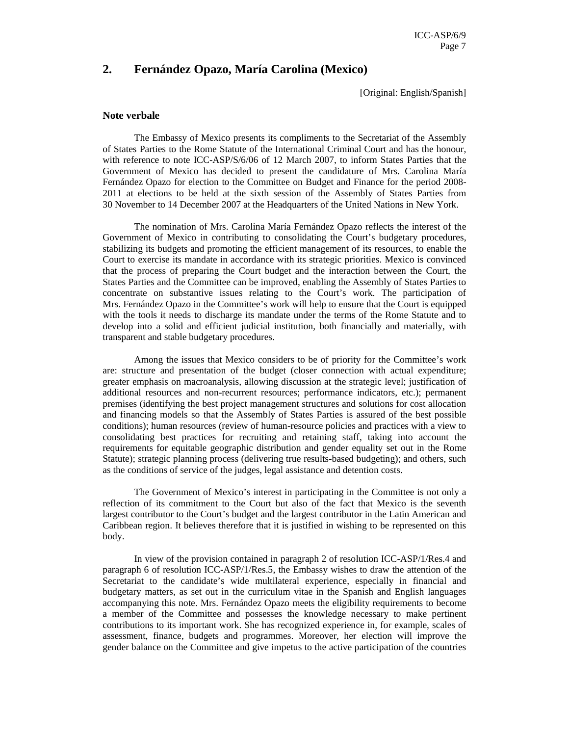## 2. Fernández Opazo, María Carolina (Mexico)

[Original: English/Spanish]

### Note verbale

The Embassy of Mexico presents its compliments to the Secretariat of the Assembly of States Parties to the Rome Statute of the International Criminal Court and has the honour, with reference to note ICC-ASP/S/6/06 of 12 March 2007, to inform States Parties that the Government of Mexico has decided to present the candidature of Mrs. Carolina María Fernández Opazo for election to the Committee on Budget and Finance for the period 2008-2011 at elections to be held at the sixth session of the Assembly of States Parties from 30 November to 14 December 2007 at the Headquarters of the United Nations in New York.

The nomination of Mrs. Carolina María Fernández Opazo reflects the interest of the Government of Mexico in contributing to consolidating the Court's budgetary procedures, stabilizing its budgets and promoting the efficient management of its resources, to enable the Court to exercise its mandate in accordance with its strategic priorities. Mexico is convinced that the process of preparing the Court budget and the interaction between the Court, the States Parties and the Committee can be improved, enabling the Assembly of States Parties to concentrate on substantive issues relating to the Court's work. The participation of Mrs. Fernández Opazo in the Committee's work will help to ensure that the Court is equipped with the tools it needs to discharge its mandate under the terms of the Rome Statute and to develop into a solid and efficient judicial institution, both financially and materially, with transparent and stable budgetary procedures.

Among the issues that Mexico considers to be of priority for the Committee's work are: structure and presentation of the budget (closer connection with actual expenditure; greater emphasis on macroanalysis, allowing discussion at the strategic level; justification of additional resources and non-recurrent resources; performance indicators, etc.); permanent premises (identifying the best project management structures and solutions for cost allocation and financing models so that the Assembly of States Parties is assured of the best possible conditions); human resources (review of human-resource policies and practices with a view to consolidating best practices for recruiting and retaining staff, taking into account the requirements for equitable geographic distribution and gender equality set out in the Rome Statute); strategic planning process (delivering true results-based budgeting); and others, such as the conditions of service of the judges, legal assistance and detention costs.

The Government of Mexico's interest in participating in the Committee is not only a reflection of its commitment to the Court but also of the fact that Mexico is the seventh largest contributor to the Court's budget and the largest contributor in the Latin American and Caribbean region. It believes therefore that it is justified in wishing to be represented on this body.

In view of the provision contained in paragraph 2 of resolution ICC-ASP/1/Res.4 and paragraph 6 of resolution ICC-ASP/1/Res.5, the Embassy wishes to draw the attention of the Secretariat to the candidate's wide multilateral experience, especially in financial and budgetary matters, as set out in the curriculum vitae in the Spanish and English languages accompanying this note. Mrs. Fernández Opazo meets the eligibility requirements to become a member of the Committee and possesses the knowledge necessary to make pertinent contributions to its important work. She has recognized experience in, for example, scales of assessment, finance, budgets and programmes. Moreover, her election will improve the gender balance on the Committee and give impetus to the active participation of the countries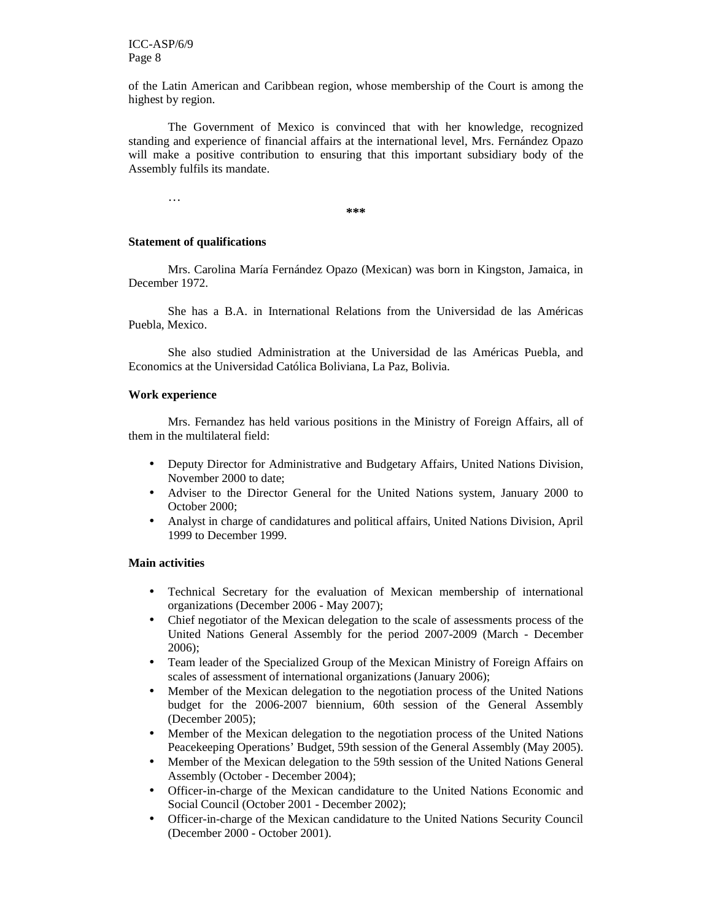of the Latin American and Caribbean region, whose membership of the Court is among the highest by region.

The Government of Mexico is convinced that with her knowledge, recognized standing and experience of financial affairs at the international level, Mrs. Fernández Opazo will make a positive contribution to ensuring that this important subsidiary body of the Assembly fulfils its mandate.

…

***

**Statement of qualifications**

Mrs. Carolina María Fernández Opazo (Mexican) was born in Kingston, Jamaica, in December 1972.

She has a B.A. in International Relations from the Universidad de las Américas Puebla, Mexico.

She also studied Administration at the Universidad de las Américas Puebla, and Economics at the Universidad Católica Boliviana, La Paz, Bolivia.

**Work experience**

Mrs. Fernandez has held various positions in the Ministry of Foreign Affairs, all of them in the multilateral field:

- Deputy Director for Administrative and Budgetary Affairs, United Nations Division, November 2000 to date;
- Adviser to the Director General for the United Nations system, January 2000 to October 2000;
- Analyst in charge of candidatures and political affairs, United Nations Division, April 1999 to December 1999.

**Main activities**

- Technical Secretary for the evaluation of Mexican membership of international organizations (December 2006 - May 2007);
- Chief negotiator of the Mexican delegation to the scale of assessments process of the United Nations General Assembly for the period 2007-2009 (March - December 2006);
- Team leader of the Specialized Group of the Mexican Ministry of Foreign Affairs on scales of assessment of international organizations (January 2006);
- Member of the Mexican delegation to the negotiation process of the United Nations budget for the 2006-2007 biennium, 60th session of the General Assembly (December 2005);
- Member of the Mexican delegation to the negotiation process of the United Nations Peacekeeping Operations' Budget, 59th session of the General Assembly (May 2005).
- Member of the Mexican delegation to the 59th session of the United Nations General Assembly (October - December 2004);
- Officer-in-charge of the Mexican candidature to the United Nations Economic and Social Council (October 2001 - December 2002);
- Officer-in-charge of the Mexican candidature to the United Nations Security Council (December 2000 - October 2001).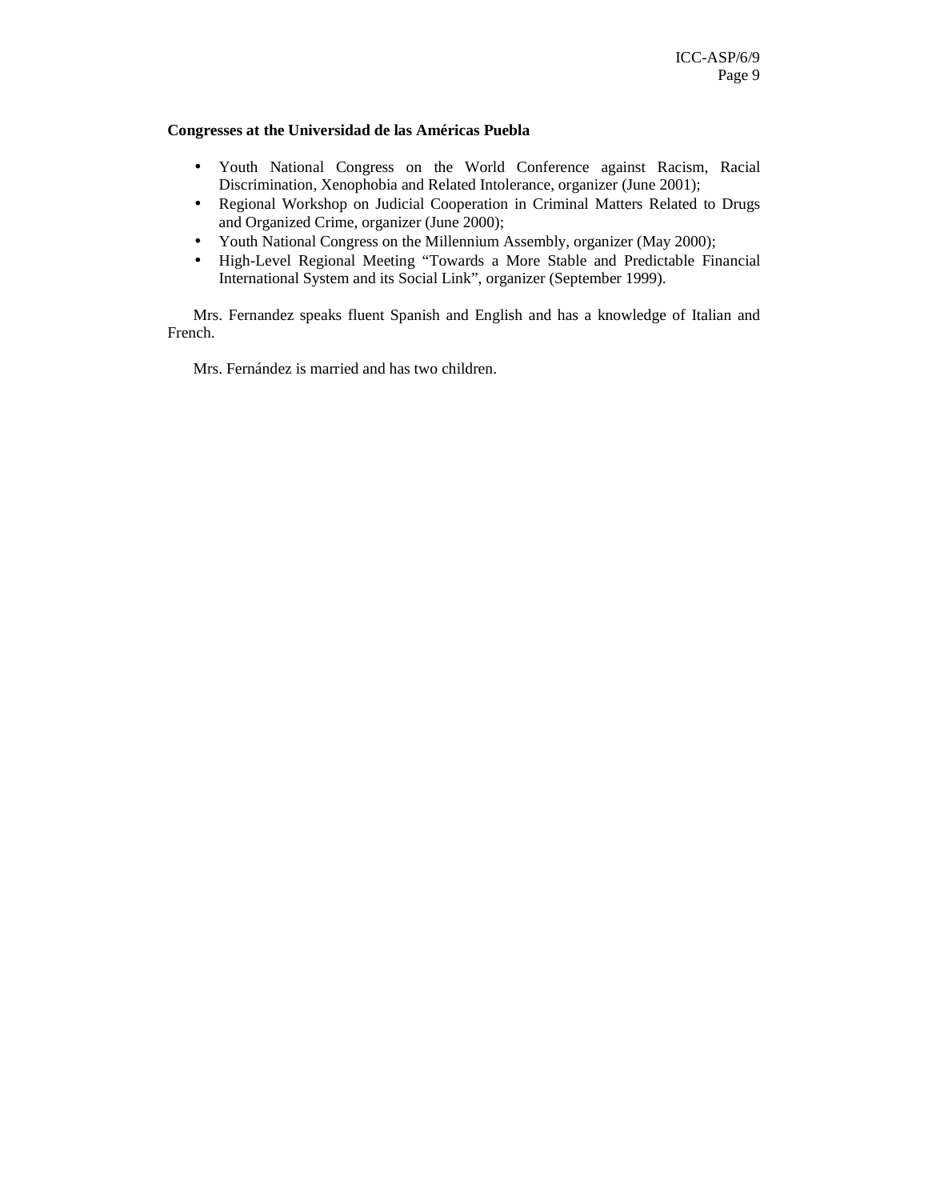**Congresses at the Universidad de las Américas Puebla**

- Youth National Congress on the World Conference against Racism, Racial Discrimination, Xenophobia and Related Intolerance, organizer (June 2001);
- Regional Workshop on Judicial Cooperation in Criminal Matters Related to Drugs and Organized Crime, organizer (June 2000);
- Youth National Congress on the Millennium Assembly, organizer (May 2000);
- High-Level Regional Meeting "Towards a More Stable and Predictable Financial International System and its Social Link", organizer (September 1999).

Mrs. Fernandez speaks fluent Spanish and English and has a knowledge of Italian and French.

Mrs. Fernández is married and has two children.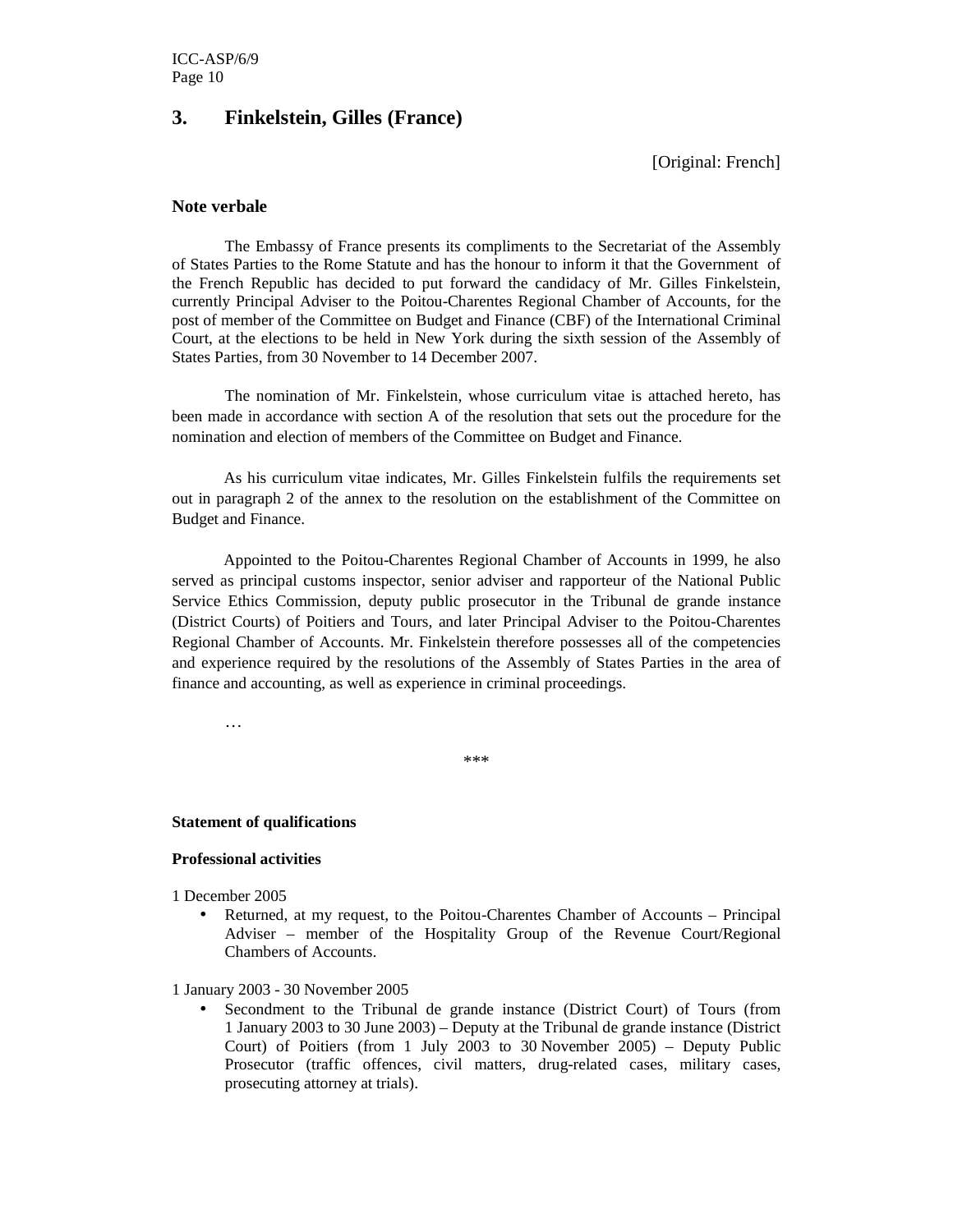## 3. Finkelstein, Gilles (France)

[Original: French]

### Note verbale

The Embassy of France presents its compliments to the Secretariat of the Assembly of States Parties to the Rome Statute and has the honour to inform it that the Government of the French Republic has decided to put forward the candidacy of Mr. Gilles Finkelstein, currently Principal Adviser to the Poitou-Charentes Regional Chamber of Accounts, for the post of member of the Committee on Budget and Finance (CBF) of the International Criminal Court, at the elections to be held in New York during the sixth session of the Assembly of States Parties, from 30 November to 14 December 2007.

The nomination of Mr. Finkelstein, whose curriculum vitae is attached hereto, has been made in accordance with section A of the resolution that sets out the procedure for the nomination and election of members of the Committee on Budget and Finance.

As his curriculum vitae indicates, Mr. Gilles Finkelstein fulfils the requirements set out in paragraph 2 of the annex to the resolution on the establishment of the Committee on Budget and Finance.

Appointed to the Poitou-Charentes Regional Chamber of Accounts in 1999, he also served as principal customs inspector, senior adviser and rapporteur of the National Public Service Ethics Commission, deputy public prosecutor in the Tribunal de grande instance (District Courts) of Poitiers and Tours, and later Principal Adviser to the Poitou-Charentes Regional Chamber of Accounts. Mr. Finkelstein therefore possesses all of the competencies and experience required by the resolutions of the Assembly of States Parties in the area of finance and accounting, as well as experience in criminal proceedings.

…

\*\*\*

### Statement of qualifications

#### Professional activities

1 December 2005

- Returned, at my request, to the Poitou-Charentes Chamber of Accounts – Principal Adviser – member of the Hospitality Group of the Revenue Court/Regional Chambers of Accounts.

1 January 2003 - 30 November 2005

- Secondment to the Tribunal de grande instance (District Court) of Tours (from 1 January 2003 to 30 June 2003) – Deputy at the Tribunal de grande instance (District Court) of Poitiers (from 1 July 2003 to 30 November 2005) – Deputy Public Prosecutor (traffic offences, civil matters, drug-related cases, military cases, prosecuting attorney at trials).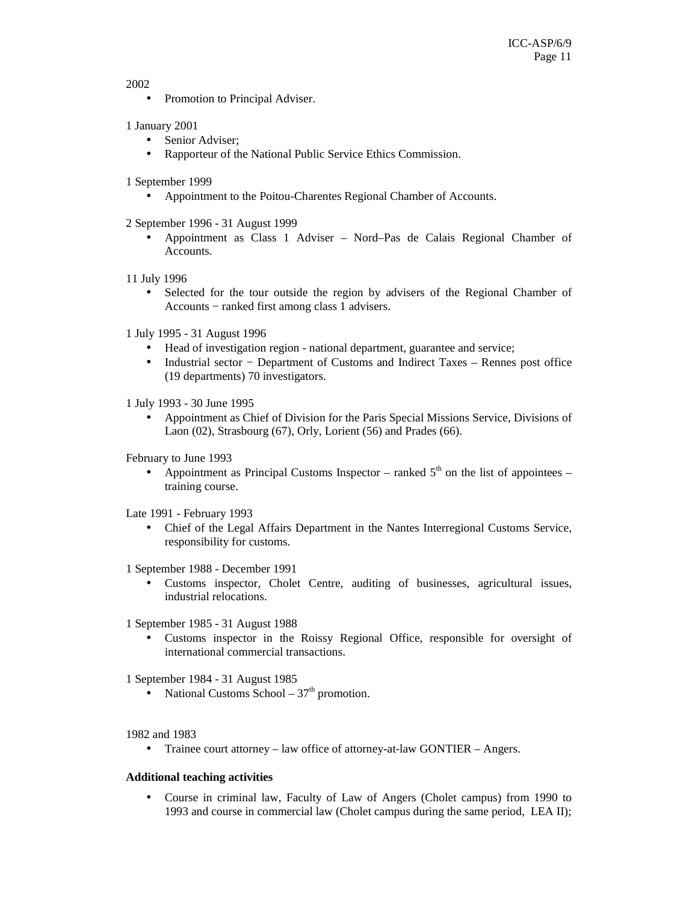2002

- Promotion to Principal Adviser.

1 January 2001

- Senior Adviser;
- Rapporteur of the National Public Service Ethics Commission.

1 September 1999

- Appointment to the Poitou-Charentes Regional Chamber of Accounts.

2 September 1996 - 31 August 1999

- Appointment as Class 1 Adviser – Nord–Pas de Calais Regional Chamber of Accounts.

11 July 1996

- Selected for the tour outside the region by advisers of the Regional Chamber of Accounts − ranked first among class 1 advisers.

1 July 1995 - 31 August 1996

- Head of investigation region - national department, guarantee and service;
- Industrial sector − Department of Customs and Indirect Taxes – Rennes post office (19 departments) 70 investigators.

1 July 1993 - 30 June 1995

- Appointment as Chief of Division for the Paris Special Missions Service, Divisions of Laon (02), Strasbourg (67), Orly, Lorient (56) and Prades (66).

February to June 1993

- Appointment as Principal Customs Inspector – ranked 5th on the list of appointees – training course.

Late 1991 - February 1993

- Chief of the Legal Affairs Department in the Nantes Interregional Customs Service, responsibility for customs.

1 September 1988 - December 1991

- Customs inspector, Cholet Centre, auditing of businesses, agricultural issues, industrial relocations.

1 September 1985 - 31 August 1988

- Customs inspector in the Roissy Regional Office, responsible for oversight of international commercial transactions.

1 September 1984 - 31 August 1985

- National Customs School – 37th promotion.

1982 and 1983

- Trainee court attorney – law office of attorney-at-law GONTIER – Angers.

**Additional teaching activities**

- Course in criminal law, Faculty of Law of Angers (Cholet campus) from 1990 to 1993 and course in commercial law (Cholet campus during the same period, LEA II);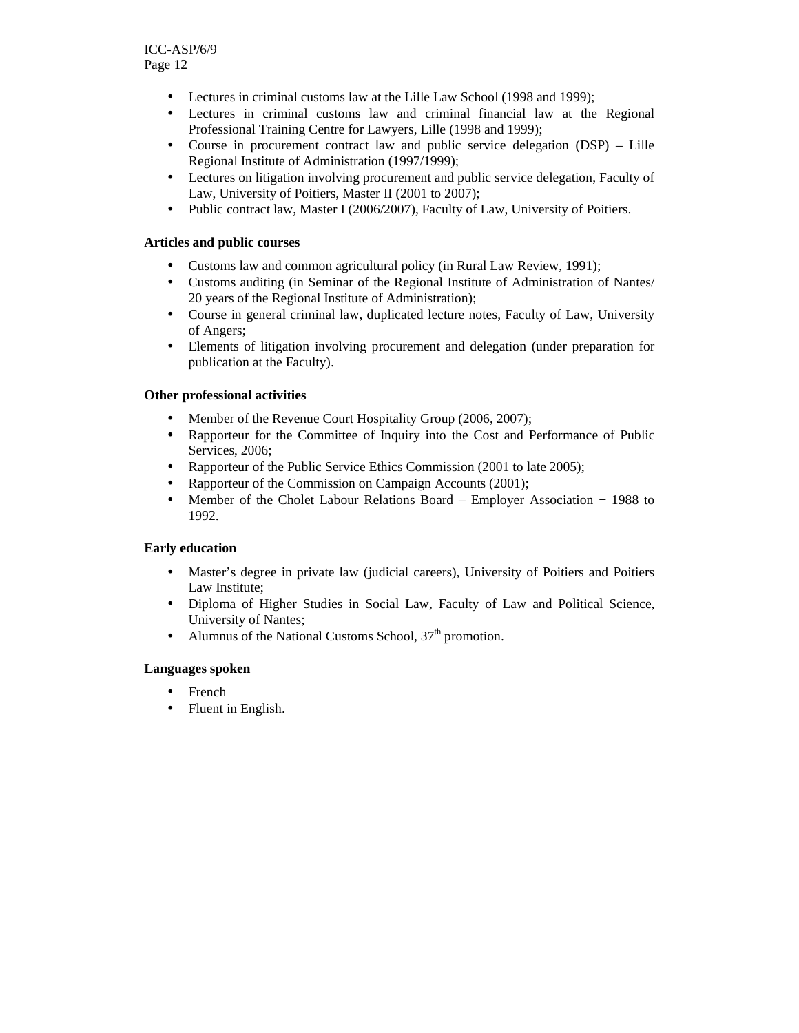- Lectures in criminal customs law at the Lille Law School (1998 and 1999);
- Lectures in criminal customs law and criminal financial law at the Regional Professional Training Centre for Lawyers, Lille (1998 and 1999);
- Course in procurement contract law and public service delegation (DSP) – Lille Regional Institute of Administration (1997/1999);
- Lectures on litigation involving procurement and public service delegation, Faculty of Law, University of Poitiers, Master II (2001 to 2007);
- Public contract law, Master I (2006/2007), Faculty of Law, University of Poitiers.

**Articles and public courses**

- Customs law and common agricultural policy (in Rural Law Review, 1991);
- Customs auditing (in Seminar of the Regional Institute of Administration of Nantes/ 20 years of the Regional Institute of Administration);
- Course in general criminal law, duplicated lecture notes, Faculty of Law, University of Angers;
- Elements of litigation involving procurement and delegation (under preparation for publication at the Faculty).

**Other professional activities**

- Member of the Revenue Court Hospitality Group (2006, 2007);
- Rapporteur for the Committee of Inquiry into the Cost and Performance of Public Services, 2006;
- Rapporteur of the Public Service Ethics Commission (2001 to late 2005);
- Rapporteur of the Commission on Campaign Accounts (2001);
- Member of the Cholet Labour Relations Board – Employer Association − 1988 to 1992.

**Early education**

- Master's degree in private law (judicial careers), University of Poitiers and Poitiers Law Institute;
- Diploma of Higher Studies in Social Law, Faculty of Law and Political Science, University of Nantes;
- Alumnus of the National Customs School, 37th promotion.

**Languages spoken**

- French
- Fluent in English.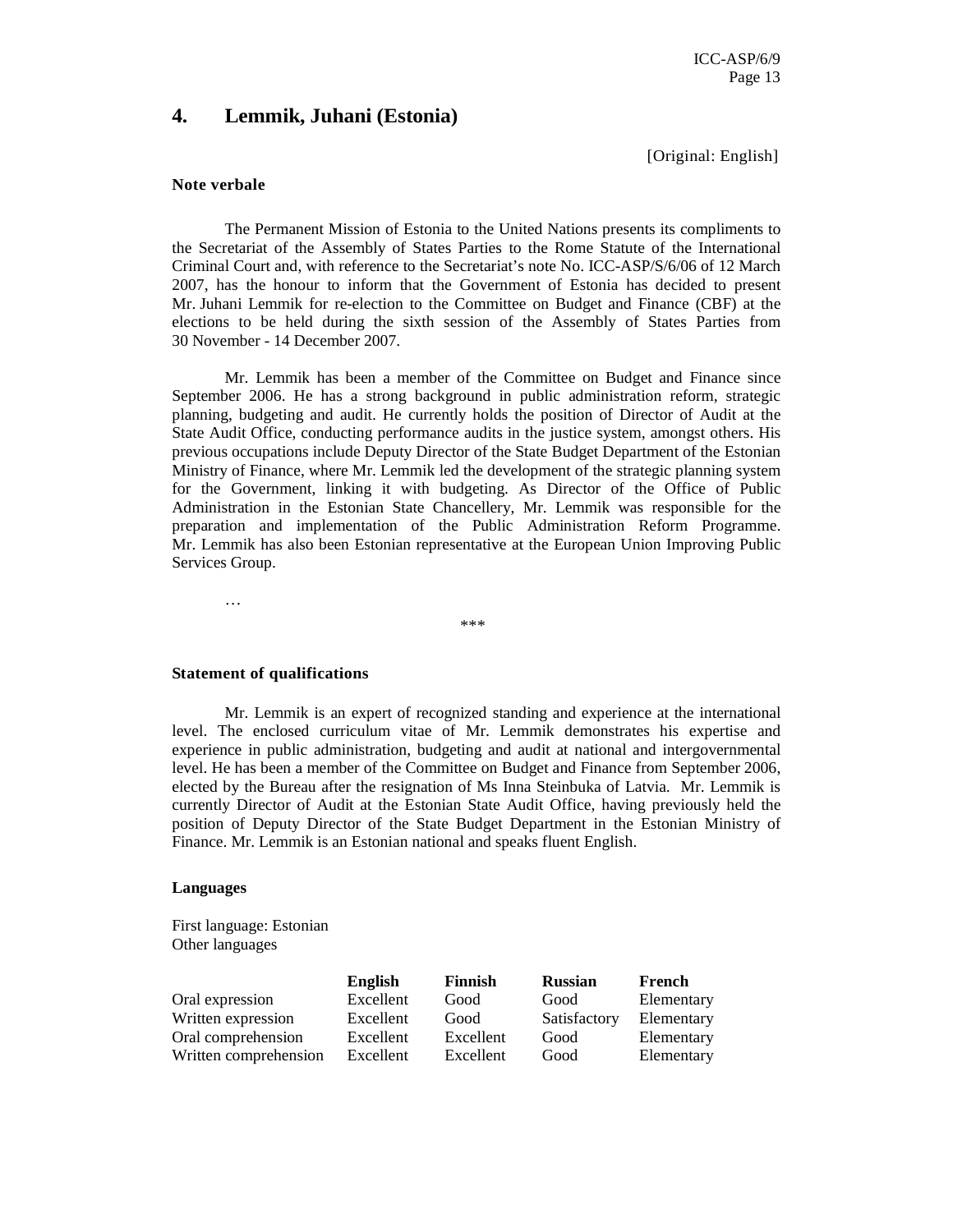## 4. Lemmik, Juhani (Estonia)

[Original: English]

**Note verbale**

The Permanent Mission of Estonia to the United Nations presents its compliments to the Secretariat of the Assembly of States Parties to the Rome Statute of the International Criminal Court and, with reference to the Secretariat's note No. ICC-ASP/S/6/06 of 12 March 2007, has the honour to inform that the Government of Estonia has decided to present Mr. Juhani Lemmik for re-election to the Committee on Budget and Finance (CBF) at the elections to be held during the sixth session of the Assembly of States Parties from 30 November - 14 December 2007.

Mr. Lemmik has been a member of the Committee on Budget and Finance since September 2006. He has a strong background in public administration reform, strategic planning, budgeting and audit. He currently holds the position of Director of Audit at the State Audit Office, conducting performance audits in the justice system, amongst others. His previous occupations include Deputy Director of the State Budget Department of the Estonian Ministry of Finance, where Mr. Lemmik led the development of the strategic planning system for the Government, linking it with budgeting. As Director of the Office of Public Administration in the Estonian State Chancellery, Mr. Lemmik was responsible for the preparation and implementation of the Public Administration Reform Programme. Mr. Lemmik has also been Estonian representative at the European Union Improving Public Services Group.

…

\*\*\*

**Statement of qualifications**

Mr. Lemmik is an expert of recognized standing and experience at the international level. The enclosed curriculum vitae of Mr. Lemmik demonstrates his expertise and experience in public administration, budgeting and audit at national and intergovernmental level. He has been a member of the Committee on Budget and Finance from September 2006, elected by the Bureau after the resignation of Ms Inna Steinbuka of Latvia. Mr. Lemmik is currently Director of Audit at the Estonian State Audit Office, having previously held the position of Deputy Director of the State Budget Department in the Estonian Ministry of Finance. Mr. Lemmik is an Estonian national and speaks fluent English.

**Languages**

First language: Estonian
Other languages

| | English | Finnish | Russian | French |
|---|---|---|---|---|
| Oral expression | Excellent | Good | Good | Elementary |
| Written expression | Excellent | Good | Satisfactory | Elementary |
| Oral comprehension | Excellent | Excellent | Good | Elementary |
| Written comprehension | Excellent | Excellent | Good | Elementary |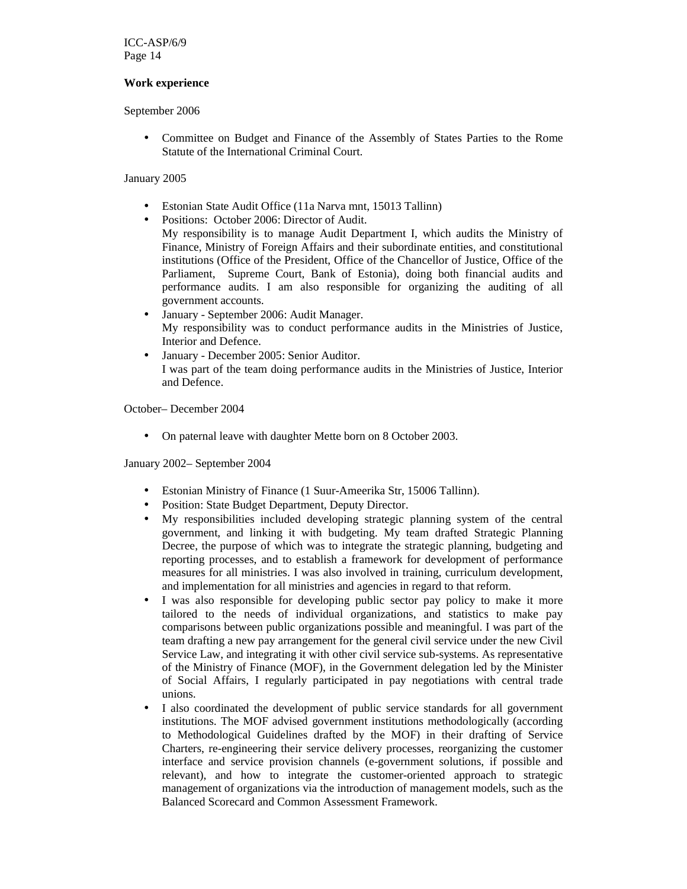**Work experience**

September 2006

- Committee on Budget and Finance of the Assembly of States Parties to the Rome Statute of the International Criminal Court.

January 2005

- Estonian State Audit Office (11a Narva mnt, 15013 Tallinn)
- Positions: October 2006: Director of Audit.
  My responsibility is to manage Audit Department I, which audits the Ministry of Finance, Ministry of Foreign Affairs and their subordinate entities, and constitutional institutions (Office of the President, Office of the Chancellor of Justice, Office of the Parliament, Supreme Court, Bank of Estonia), doing both financial audits and performance audits. I am also responsible for organizing the auditing of all government accounts.
- January - September 2006: Audit Manager.
  My responsibility was to conduct performance audits in the Ministries of Justice, Interior and Defence.
- January - December 2005: Senior Auditor.
  I was part of the team doing performance audits in the Ministries of Justice, Interior and Defence.

October– December 2004

- On paternal leave with daughter Mette born on 8 October 2003.

January 2002– September 2004

- Estonian Ministry of Finance (1 Suur-Ameerika Str, 15006 Tallinn).
- Position: State Budget Department, Deputy Director.
- My responsibilities included developing strategic planning system of the central government, and linking it with budgeting. My team drafted Strategic Planning Decree, the purpose of which was to integrate the strategic planning, budgeting and reporting processes, and to establish a framework for development of performance measures for all ministries. I was also involved in training, curriculum development, and implementation for all ministries and agencies in regard to that reform.
- I was also responsible for developing public sector pay policy to make it more tailored to the needs of individual organizations, and statistics to make pay comparisons between public organizations possible and meaningful. I was part of the team drafting a new pay arrangement for the general civil service under the new Civil Service Law, and integrating it with other civil service sub-systems. As representative of the Ministry of Finance (MOF), in the Government delegation led by the Minister of Social Affairs, I regularly participated in pay negotiations with central trade unions.
- I also coordinated the development of public service standards for all government institutions. The MOF advised government institutions methodologically (according to Methodological Guidelines drafted by the MOF) in their drafting of Service Charters, re-engineering their service delivery processes, reorganizing the customer interface and service provision channels (e-government solutions, if possible and relevant), and how to integrate the customer-oriented approach to strategic management of organizations via the introduction of management models, such as the Balanced Scorecard and Common Assessment Framework.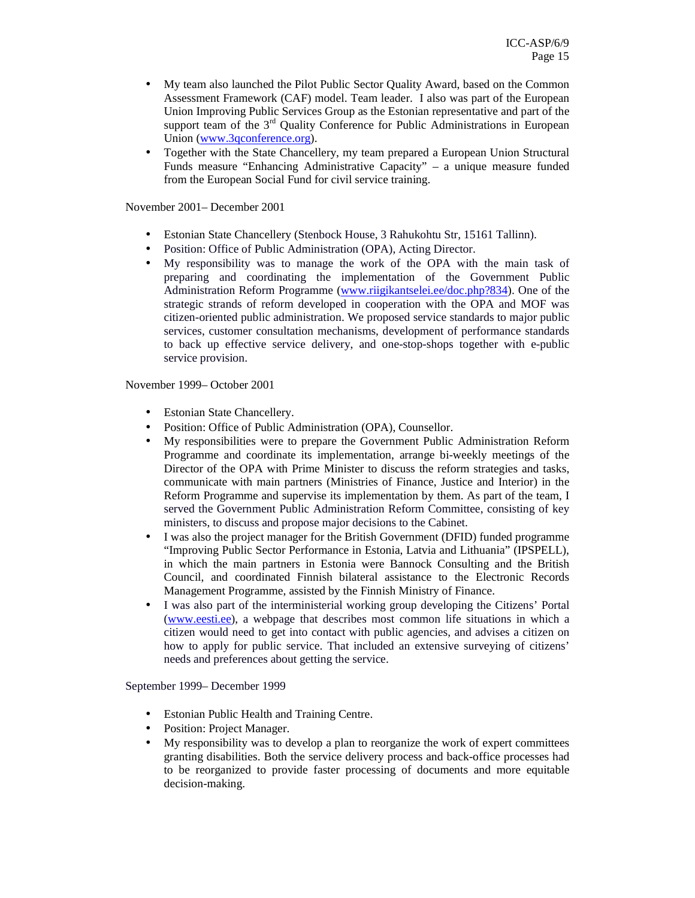- My team also launched the Pilot Public Sector Quality Award, based on the Common Assessment Framework (CAF) model. Team leader. I also was part of the European Union Improving Public Services Group as the Estonian representative and part of the support team of the 3rd Quality Conference for Public Administrations in European Union (www.3qconference.org).
- Together with the State Chancellery, my team prepared a European Union Structural Funds measure "Enhancing Administrative Capacity" – a unique measure funded from the European Social Fund for civil service training.

November 2001– December 2001

- Estonian State Chancellery (Stenbock House, 3 Rahukohtu Str, 15161 Tallinn).
- Position: Office of Public Administration (OPA), Acting Director.
- My responsibility was to manage the work of the OPA with the main task of preparing and coordinating the implementation of the Government Public Administration Reform Programme (www.riigikantselei.ee/doc.php?834). One of the strategic strands of reform developed in cooperation with the OPA and MOF was citizen-oriented public administration. We proposed service standards to major public services, customer consultation mechanisms, development of performance standards to back up effective service delivery, and one-stop-shops together with e-public service provision.

November 1999– October 2001

- Estonian State Chancellery.
- Position: Office of Public Administration (OPA), Counsellor.
- My responsibilities were to prepare the Government Public Administration Reform Programme and coordinate its implementation, arrange bi-weekly meetings of the Director of the OPA with Prime Minister to discuss the reform strategies and tasks, communicate with main partners (Ministries of Finance, Justice and Interior) in the Reform Programme and supervise its implementation by them. As part of the team, I served the Government Public Administration Reform Committee, consisting of key ministers, to discuss and propose major decisions to the Cabinet.
- I was also the project manager for the British Government (DFID) funded programme "Improving Public Sector Performance in Estonia, Latvia and Lithuania" (IPSPELL), in which the main partners in Estonia were Bannock Consulting and the British Council, and coordinated Finnish bilateral assistance to the Electronic Records Management Programme, assisted by the Finnish Ministry of Finance.
- I was also part of the interministerial working group developing the Citizens' Portal (www.eesti.ee), a webpage that describes most common life situations in which a citizen would need to get into contact with public agencies, and advises a citizen on how to apply for public service. That included an extensive surveying of citizens' needs and preferences about getting the service.

September 1999– December 1999

- Estonian Public Health and Training Centre.
- Position: Project Manager.
- My responsibility was to develop a plan to reorganize the work of expert committees granting disabilities. Both the service delivery process and back-office processes had to be reorganized to provide faster processing of documents and more equitable decision-making.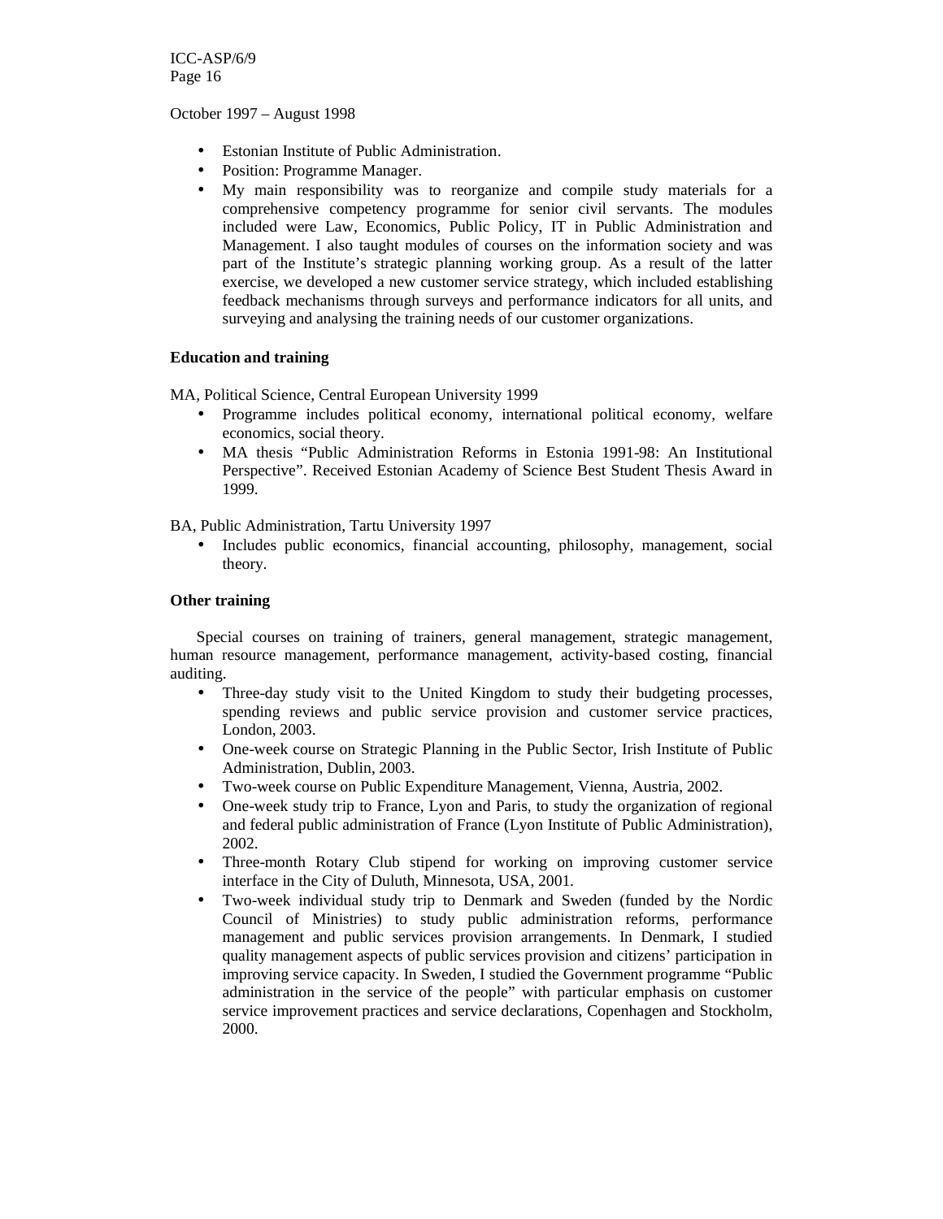October 1997 – August 1998

- Estonian Institute of Public Administration.
- Position: Programme Manager.
- My main responsibility was to reorganize and compile study materials for a comprehensive competency programme for senior civil servants. The modules included were Law, Economics, Public Policy, IT in Public Administration and Management. I also taught modules of courses on the information society and was part of the Institute's strategic planning working group. As a result of the latter exercise, we developed a new customer service strategy, which included establishing feedback mechanisms through surveys and performance indicators for all units, and surveying and analysing the training needs of our customer organizations.

**Education and training**

MA, Political Science, Central European University 1999

- Programme includes political economy, international political economy, welfare economics, social theory.
- MA thesis "Public Administration Reforms in Estonia 1991-98: An Institutional Perspective". Received Estonian Academy of Science Best Student Thesis Award in 1999.

BA, Public Administration, Tartu University 1997

- Includes public economics, financial accounting, philosophy, management, social theory.

**Other training**

Special courses on training of trainers, general management, strategic management, human resource management, performance management, activity-based costing, financial auditing.

- Three-day study visit to the United Kingdom to study their budgeting processes, spending reviews and public service provision and customer service practices, London, 2003.
- One-week course on Strategic Planning in the Public Sector, Irish Institute of Public Administration, Dublin, 2003.
- Two-week course on Public Expenditure Management, Vienna, Austria, 2002.
- One-week study trip to France, Lyon and Paris, to study the organization of regional and federal public administration of France (Lyon Institute of Public Administration), 2002.
- Three-month Rotary Club stipend for working on improving customer service interface in the City of Duluth, Minnesota, USA, 2001.
- Two-week individual study trip to Denmark and Sweden (funded by the Nordic Council of Ministries) to study public administration reforms, performance management and public services provision arrangements. In Denmark, I studied quality management aspects of public services provision and citizens' participation in improving service capacity. In Sweden, I studied the Government programme "Public administration in the service of the people" with particular emphasis on customer service improvement practices and service declarations, Copenhagen and Stockholm, 2000.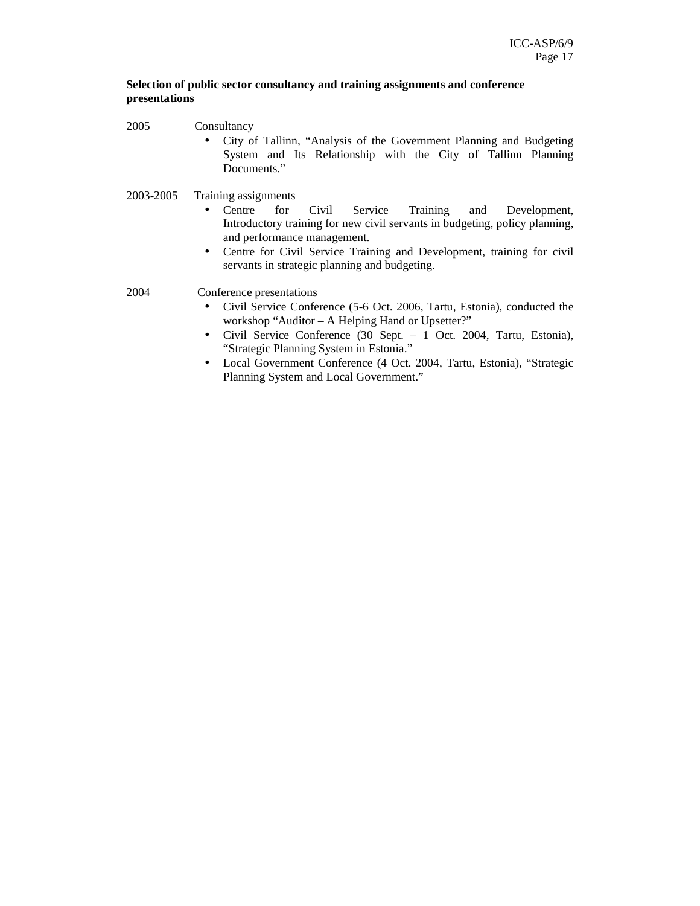**Selection of public sector consultancy and training assignments and conference presentations**

2005 Consultancy

- City of Tallinn, "Analysis of the Government Planning and Budgeting System and Its Relationship with the City of Tallinn Planning Documents."

2003-2005 Training assignments

- Centre for Civil Service Training and Development, Introductory training for new civil servants in budgeting, policy planning, and performance management.
- Centre for Civil Service Training and Development, training for civil servants in strategic planning and budgeting.

2004 Conference presentations

- Civil Service Conference (5-6 Oct. 2006, Tartu, Estonia), conducted the workshop "Auditor – A Helping Hand or Upsetter?"
- Civil Service Conference (30 Sept. – 1 Oct. 2004, Tartu, Estonia), "Strategic Planning System in Estonia."
- Local Government Conference (4 Oct. 2004, Tartu, Estonia), "Strategic Planning System and Local Government."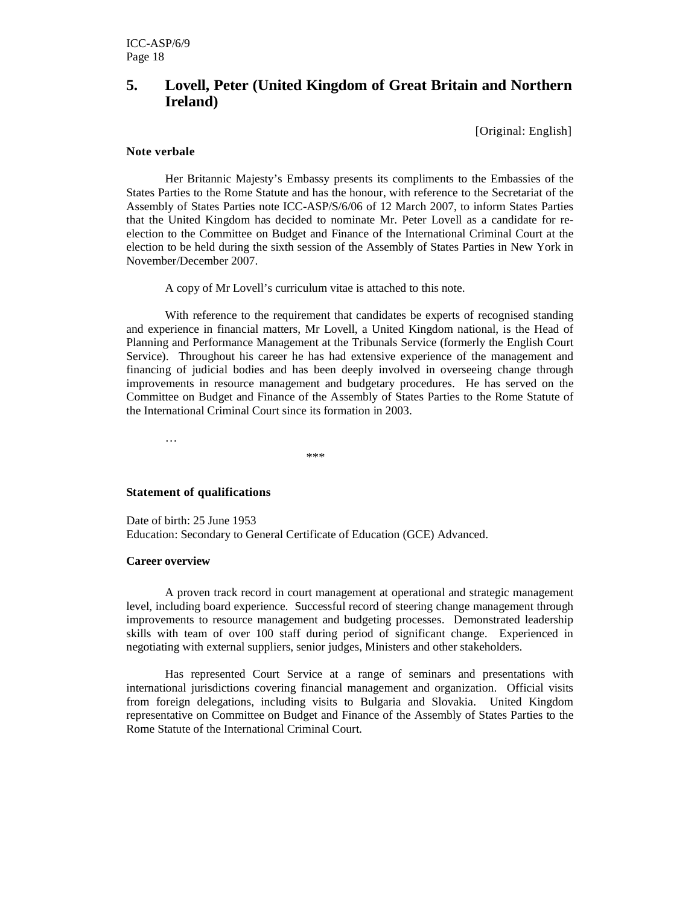## 5. Lovell, Peter (United Kingdom of Great Britain and Northern Ireland)

[Original: English]

**Note verbale**

Her Britannic Majesty's Embassy presents its compliments to the Embassies of the States Parties to the Rome Statute and has the honour, with reference to the Secretariat of the Assembly of States Parties note ICC-ASP/S/6/06 of 12 March 2007, to inform States Parties that the United Kingdom has decided to nominate Mr. Peter Lovell as a candidate for re-election to the Committee on Budget and Finance of the International Criminal Court at the election to be held during the sixth session of the Assembly of States Parties in New York in November/December 2007.

A copy of Mr Lovell's curriculum vitae is attached to this note.

With reference to the requirement that candidates be experts of recognised standing and experience in financial matters, Mr Lovell, a United Kingdom national, is the Head of Planning and Performance Management at the Tribunals Service (formerly the English Court Service). Throughout his career he has had extensive experience of the management and financing of judicial bodies and has been deeply involved in overseeing change through improvements in resource management and budgetary procedures. He has served on the Committee on Budget and Finance of the Assembly of States Parties to the Rome Statute of the International Criminal Court since its formation in 2003.

…

\*\*\*

**Statement of qualifications**

Date of birth: 25 June 1953
Education: Secondary to General Certificate of Education (GCE) Advanced.

**Career overview**

A proven track record in court management at operational and strategic management level, including board experience. Successful record of steering change management through improvements to resource management and budgeting processes. Demonstrated leadership skills with team of over 100 staff during period of significant change. Experienced in negotiating with external suppliers, senior judges, Ministers and other stakeholders.

Has represented Court Service at a range of seminars and presentations with international jurisdictions covering financial management and organization. Official visits from foreign delegations, including visits to Bulgaria and Slovakia. United Kingdom representative on Committee on Budget and Finance of the Assembly of States Parties to the Rome Statute of the International Criminal Court.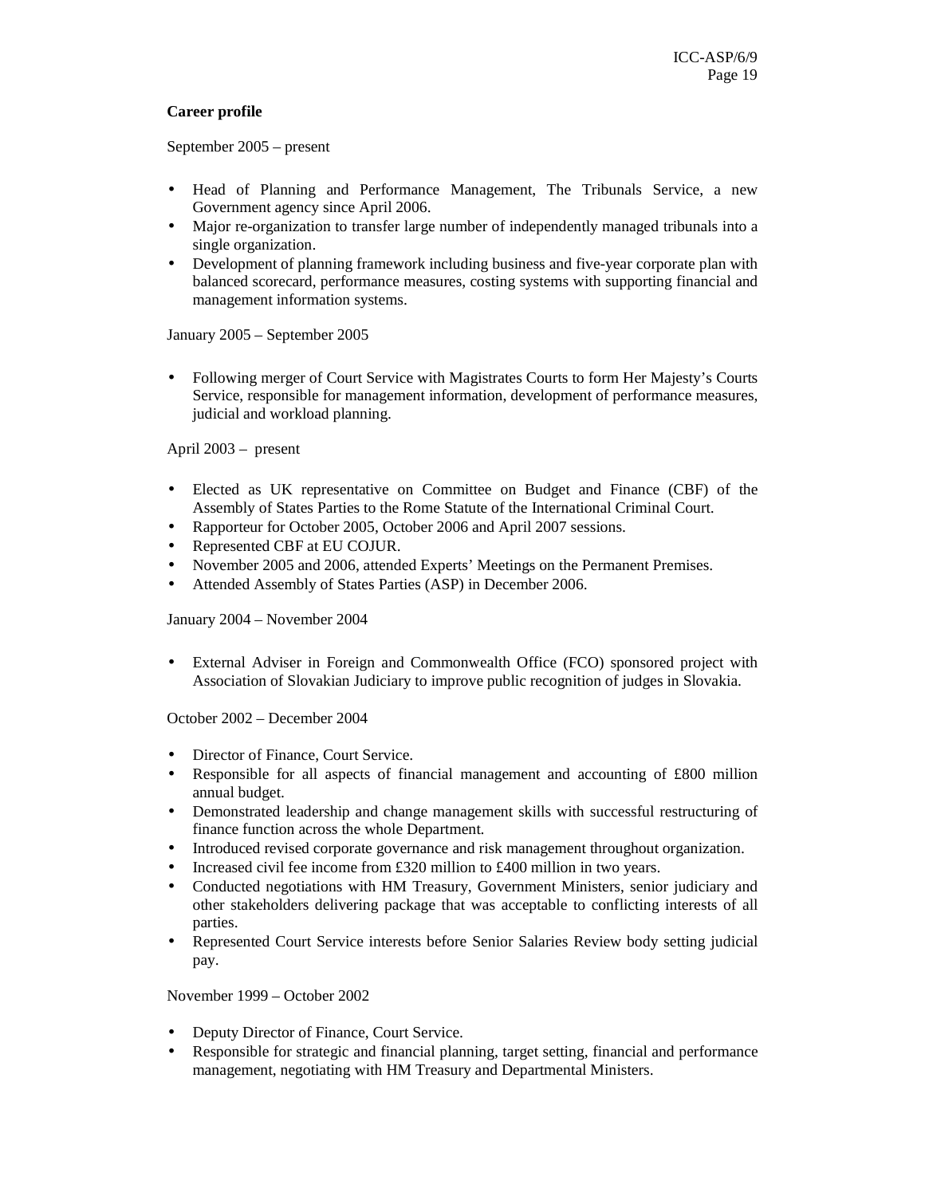**Career profile**

September 2005 – present

- Head of Planning and Performance Management, The Tribunals Service, a new Government agency since April 2006.
- Major re-organization to transfer large number of independently managed tribunals into a single organization.
- Development of planning framework including business and five-year corporate plan with balanced scorecard, performance measures, costing systems with supporting financial and management information systems.

January 2005 – September 2005

- Following merger of Court Service with Magistrates Courts to form Her Majesty's Courts Service, responsible for management information, development of performance measures, judicial and workload planning.

April 2003 – present

- Elected as UK representative on Committee on Budget and Finance (CBF) of the Assembly of States Parties to the Rome Statute of the International Criminal Court.
- Rapporteur for October 2005, October 2006 and April 2007 sessions.
- Represented CBF at EU COJUR.
- November 2005 and 2006, attended Experts' Meetings on the Permanent Premises.
- Attended Assembly of States Parties (ASP) in December 2006.

January 2004 – November 2004

- External Adviser in Foreign and Commonwealth Office (FCO) sponsored project with Association of Slovakian Judiciary to improve public recognition of judges in Slovakia.

October 2002 – December 2004

- Director of Finance, Court Service.
- Responsible for all aspects of financial management and accounting of £800 million annual budget.
- Demonstrated leadership and change management skills with successful restructuring of finance function across the whole Department.
- Introduced revised corporate governance and risk management throughout organization.
- Increased civil fee income from £320 million to £400 million in two years.
- Conducted negotiations with HM Treasury, Government Ministers, senior judiciary and other stakeholders delivering package that was acceptable to conflicting interests of all parties.
- Represented Court Service interests before Senior Salaries Review body setting judicial pay.

November 1999 – October 2002

- Deputy Director of Finance, Court Service.
- Responsible for strategic and financial planning, target setting, financial and performance management, negotiating with HM Treasury and Departmental Ministers.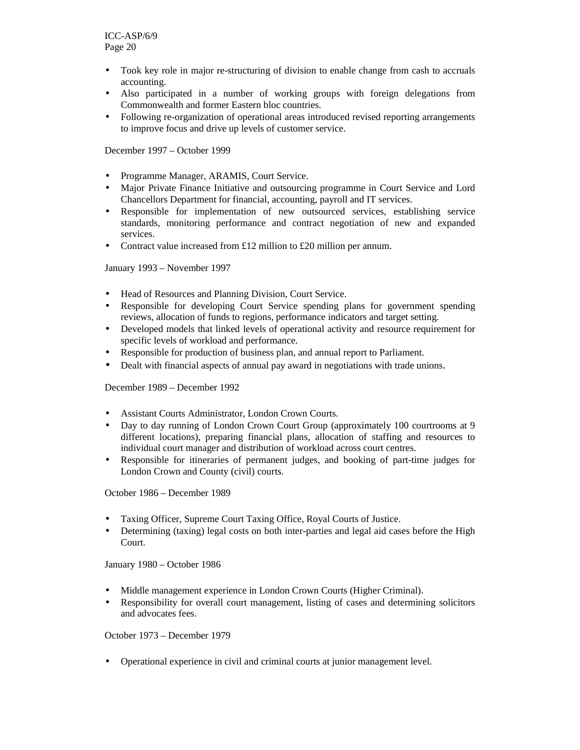- Took key role in major re-structuring of division to enable change from cash to accruals accounting.
- Also participated in a number of working groups with foreign delegations from Commonwealth and former Eastern bloc countries.
- Following re-organization of operational areas introduced revised reporting arrangements to improve focus and drive up levels of customer service.

December 1997 – October 1999

- Programme Manager, ARAMIS, Court Service.
- Major Private Finance Initiative and outsourcing programme in Court Service and Lord Chancellors Department for financial, accounting, payroll and IT services.
- Responsible for implementation of new outsourced services, establishing service standards, monitoring performance and contract negotiation of new and expanded services.
- Contract value increased from £12 million to £20 million per annum.

January 1993 – November 1997

- Head of Resources and Planning Division, Court Service.
- Responsible for developing Court Service spending plans for government spending reviews, allocation of funds to regions, performance indicators and target setting.
- Developed models that linked levels of operational activity and resource requirement for specific levels of workload and performance.
- Responsible for production of business plan, and annual report to Parliament.
- Dealt with financial aspects of annual pay award in negotiations with trade unions.

December 1989 – December 1992

- Assistant Courts Administrator, London Crown Courts.
- Day to day running of London Crown Court Group (approximately 100 courtrooms at 9 different locations), preparing financial plans, allocation of staffing and resources to individual court manager and distribution of workload across court centres.
- Responsible for itineraries of permanent judges, and booking of part-time judges for London Crown and County (civil) courts.

October 1986 – December 1989

- Taxing Officer, Supreme Court Taxing Office, Royal Courts of Justice.
- Determining (taxing) legal costs on both inter-parties and legal aid cases before the High Court.

January 1980 – October 1986

- Middle management experience in London Crown Courts (Higher Criminal).
- Responsibility for overall court management, listing of cases and determining solicitors and advocates fees.

October 1973 – December 1979

- Operational experience in civil and criminal courts at junior management level.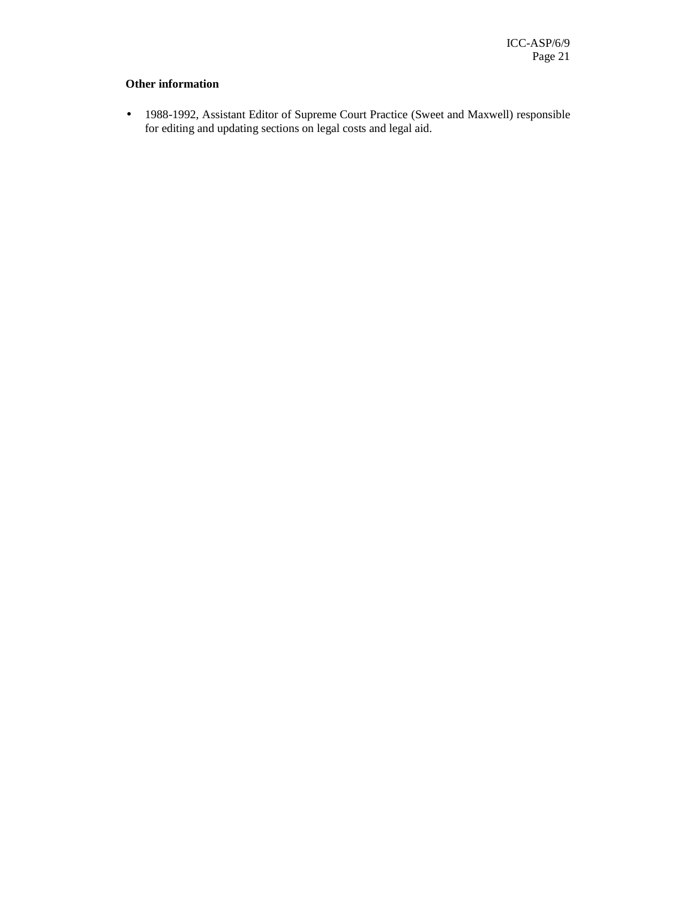**Other information**

- 1988-1992, Assistant Editor of Supreme Court Practice (Sweet and Maxwell) responsible for editing and updating sections on legal costs and legal aid.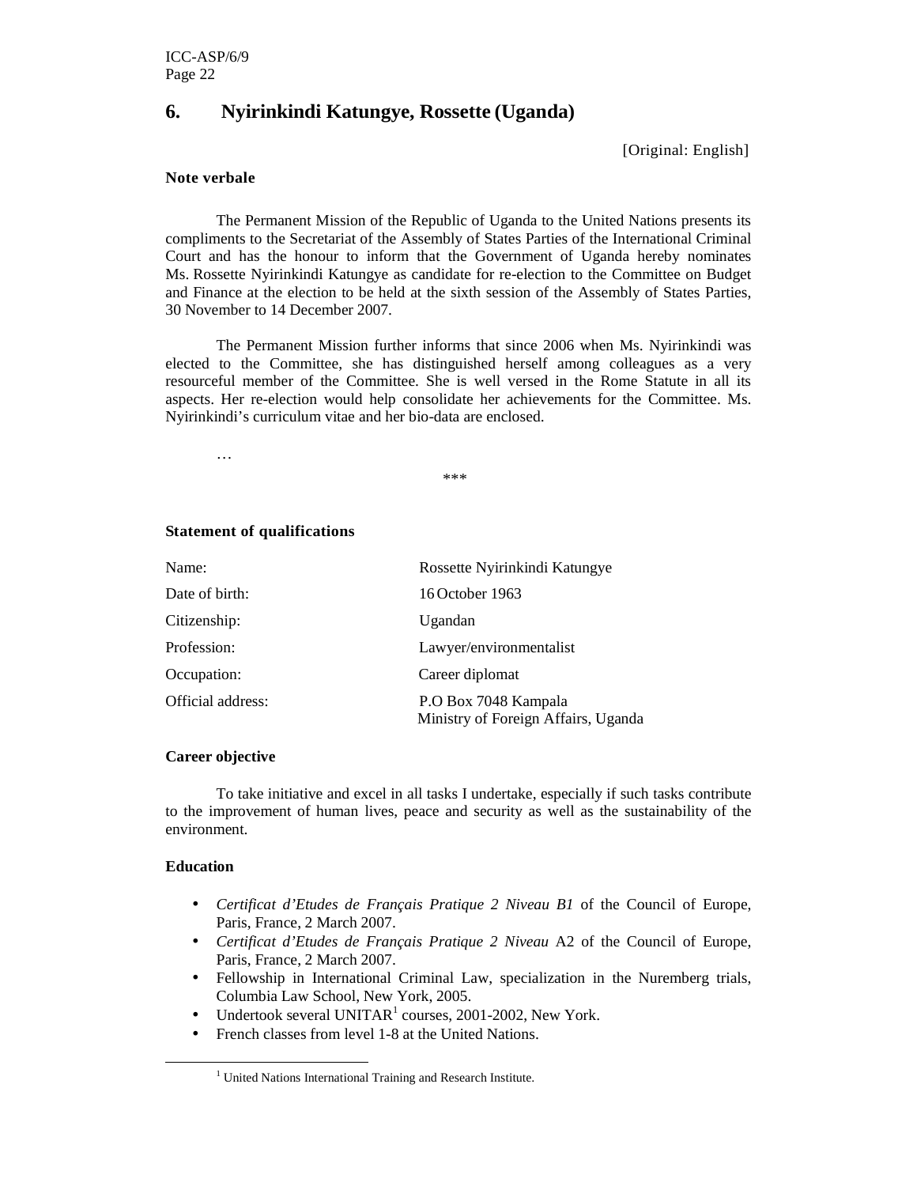## 6. Nyirinkindi Katungye, Rossette (Uganda)

[Original: English]

**Note verbale**

The Permanent Mission of the Republic of Uganda to the United Nations presents its compliments to the Secretariat of the Assembly of States Parties of the International Criminal Court and has the honour to inform that the Government of Uganda hereby nominates Ms. Rossette Nyirinkindi Katungye as candidate for re-election to the Committee on Budget and Finance at the election to be held at the sixth session of the Assembly of States Parties, 30 November to 14 December 2007.

The Permanent Mission further informs that since 2006 when Ms. Nyirinkindi was elected to the Committee, she has distinguished herself among colleagues as a very resourceful member of the Committee. She is well versed in the Rome Statute in all its aspects. Her re-election would help consolidate her achievements for the Committee. Ms. Nyirinkindi's curriculum vitae and her bio-data are enclosed.

…

\*\*\*

**Statement of qualifications**

| | |
|---|---|
| Name: | Rossette Nyirinkindi Katungye |
| Date of birth: | 16 October 1963 |
| Citizenship: | Ugandan |
| Profession: | Lawyer/environmentalist |
| Occupation: | Career diplomat |
| Official address: | P.O Box 7048 Kampala<br>Ministry of Foreign Affairs, Uganda |

**Career objective**

To take initiative and excel in all tasks I undertake, especially if such tasks contribute to the improvement of human lives, peace and security as well as the sustainability of the environment.

**Education**

- *Certificat d'Etudes de Français Pratique 2 Niveau B1* of the Council of Europe, Paris, France, 2 March 2007.
- *Certificat d'Etudes de Français Pratique 2 Niveau* A2 of the Council of Europe, Paris, France, 2 March 2007.
- Fellowship in International Criminal Law, specialization in the Nuremberg trials, Columbia Law School, New York, 2005.
- Undertook several UNITAR[1] courses, 2001-2002, New York.
- French classes from level 1-8 at the United Nations.

[1] United Nations International Training and Research Institute.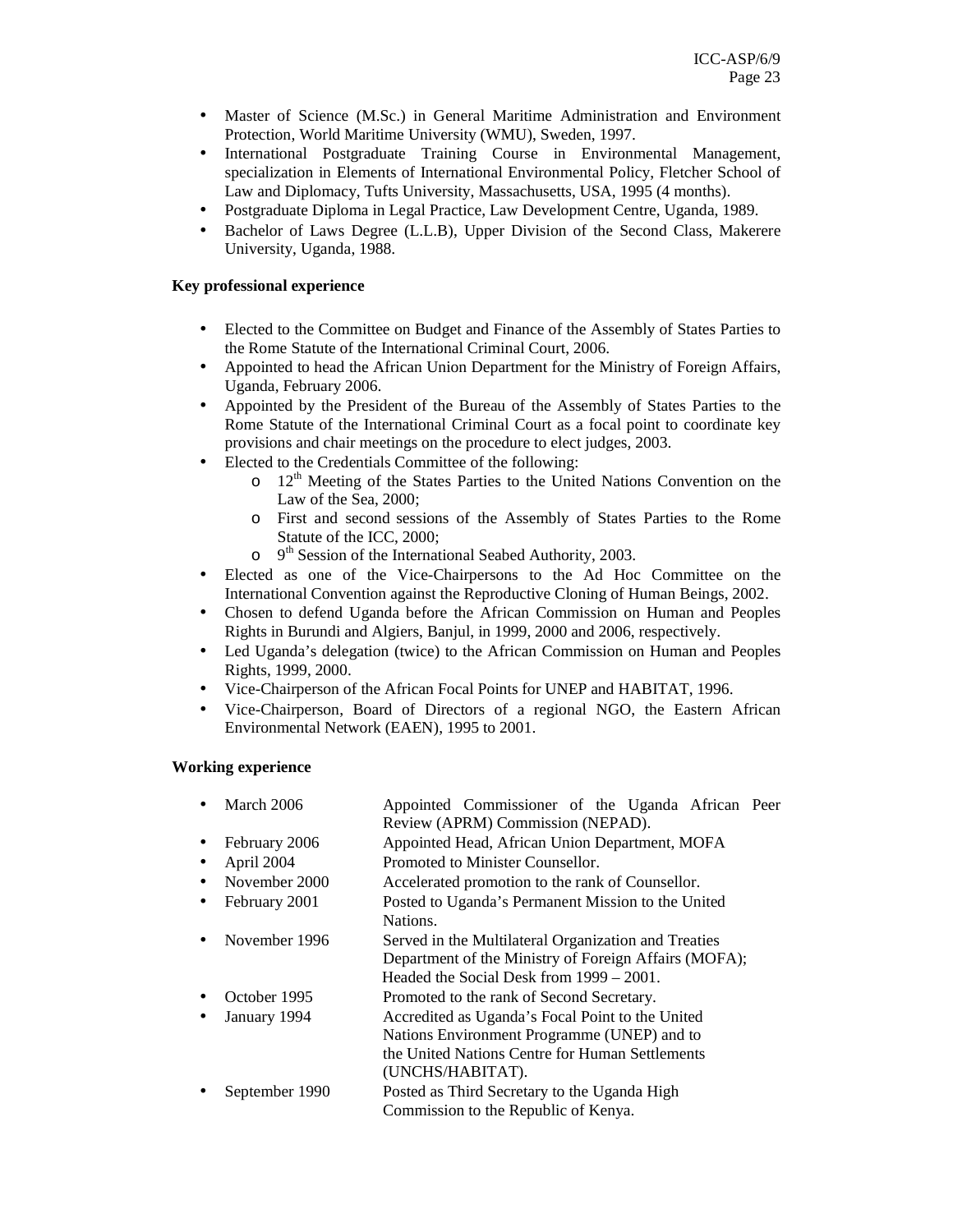- Master of Science (M.Sc.) in General Maritime Administration and Environment Protection, World Maritime University (WMU), Sweden, 1997.
- International Postgraduate Training Course in Environmental Management, specialization in Elements of International Environmental Policy, Fletcher School of Law and Diplomacy, Tufts University, Massachusetts, USA, 1995 (4 months).
- Postgraduate Diploma in Legal Practice, Law Development Centre, Uganda, 1989.
- Bachelor of Laws Degree (L.L.B), Upper Division of the Second Class, Makerere University, Uganda, 1988.

**Key professional experience**

- Elected to the Committee on Budget and Finance of the Assembly of States Parties to the Rome Statute of the International Criminal Court, 2006.
- Appointed to head the African Union Department for the Ministry of Foreign Affairs, Uganda, February 2006.
- Appointed by the President of the Bureau of the Assembly of States Parties to the Rome Statute of the International Criminal Court as a focal point to coordinate key provisions and chair meetings on the procedure to elect judges, 2003.
- Elected to the Credentials Committee of the following:
  - 12th Meeting of the States Parties to the United Nations Convention on the Law of the Sea, 2000;
  - First and second sessions of the Assembly of States Parties to the Rome Statute of the ICC, 2000;
  - 9th Session of the International Seabed Authority, 2003.
- Elected as one of the Vice-Chairpersons to the Ad Hoc Committee on the International Convention against the Reproductive Cloning of Human Beings, 2002.
- Chosen to defend Uganda before the African Commission on Human and Peoples Rights in Burundi and Algiers, Banjul, in 1999, 2000 and 2006, respectively.
- Led Uganda's delegation (twice) to the African Commission on Human and Peoples Rights, 1999, 2000.
- Vice-Chairperson of the African Focal Points for UNEP and HABITAT, 1996.
- Vice-Chairperson, Board of Directors of a regional NGO, the Eastern African Environmental Network (EAEN), 1995 to 2001.

**Working experience**

- March 2006 — Appointed Commissioner of the Uganda African Peer Review (APRM) Commission (NEPAD).
- February 2006 — Appointed Head, African Union Department, MOFA
- April 2004 — Promoted to Minister Counsellor.
- November 2000 — Accelerated promotion to the rank of Counsellor.
- February 2001 — Posted to Uganda's Permanent Mission to the United Nations.
- November 1996 — Served in the Multilateral Organization and Treaties Department of the Ministry of Foreign Affairs (MOFA); Headed the Social Desk from 1999 – 2001.
- October 1995 — Promoted to the rank of Second Secretary.
- January 1994 — Accredited as Uganda's Focal Point to the United Nations Environment Programme (UNEP) and to the United Nations Centre for Human Settlements (UNCHS/HABITAT).
- September 1990 — Posted as Third Secretary to the Uganda High Commission to the Republic of Kenya.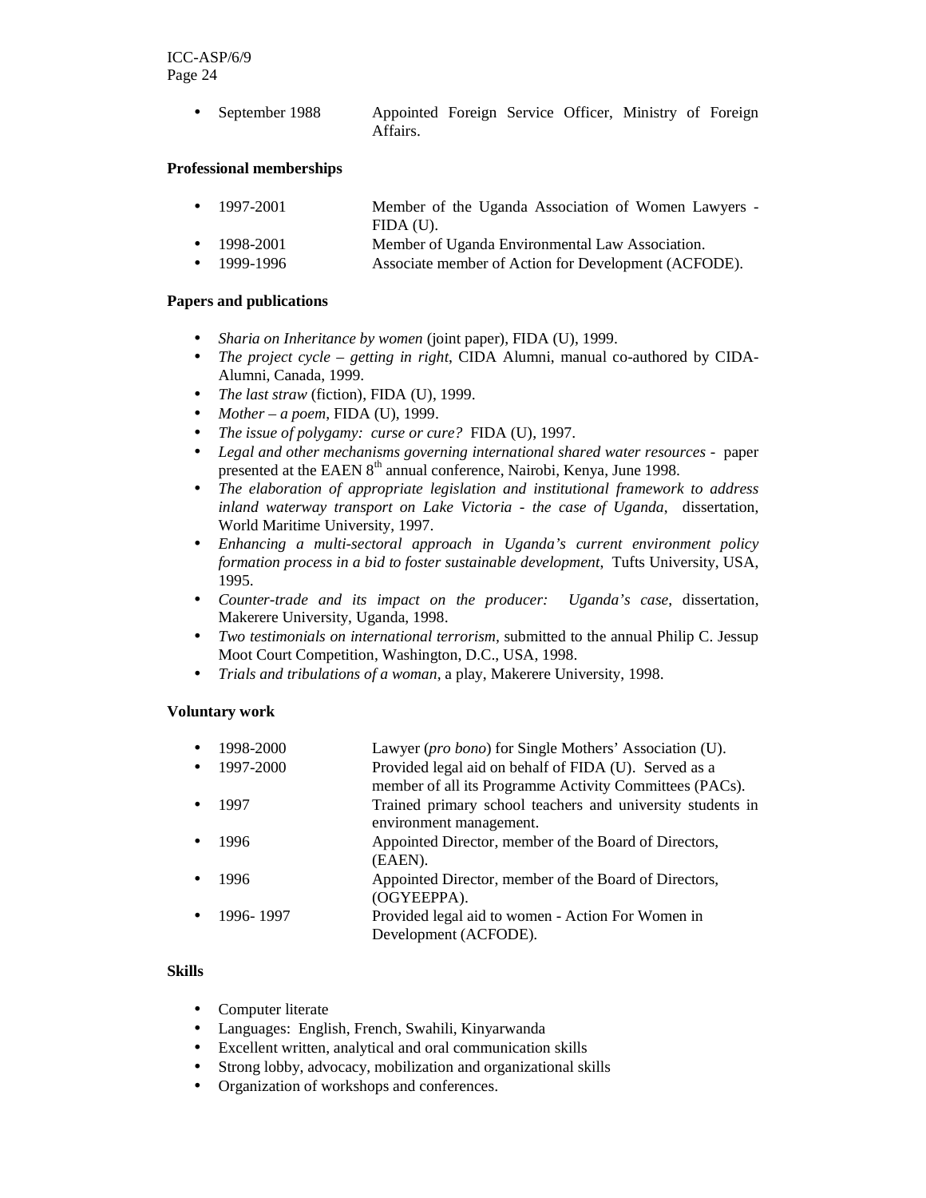- September 1988 Appointed Foreign Service Officer, Ministry of Foreign Affairs.

**Professional memberships**

- 1997-2001 Member of the Uganda Association of Women Lawyers - FIDA (U).
- 1998-2001 Member of Uganda Environmental Law Association.
- 1999-1996 Associate member of Action for Development (ACFODE).

**Papers and publications**

- *Sharia on Inheritance by women* (joint paper), FIDA (U), 1999.
- *The project cycle – getting in right*, CIDA Alumni, manual co-authored by CIDA-Alumni, Canada, 1999.
- *The last straw* (fiction), FIDA (U), 1999.
- *Mother – a poem*, FIDA (U), 1999.
- *The issue of polygamy: curse or cure?* FIDA (U), 1997.
- *Legal and other mechanisms governing international shared water resources* - paper presented at the EAEN 8th annual conference, Nairobi, Kenya, June 1998.
- *The elaboration of appropriate legislation and institutional framework to address inland waterway transport on Lake Victoria - the case of Uganda*, dissertation, World Maritime University, 1997.
- *Enhancing a multi-sectoral approach in Uganda's current environment policy formation process in a bid to foster sustainable development*, Tufts University, USA, 1995.
- *Counter-trade and its impact on the producer: Uganda's case*, dissertation, Makerere University, Uganda, 1998.
- *Two testimonials on international terrorism*, submitted to the annual Philip C. Jessup Moot Court Competition, Washington, D.C., USA, 1998.
- *Trials and tribulations of a woman*, a play, Makerere University, 1998.

**Voluntary work**

- 1998-2000 Lawyer (*pro bono*) for Single Mothers' Association (U).
- 1997-2000 Provided legal aid on behalf of FIDA (U). Served as a member of all its Programme Activity Committees (PACs).
- 1997 Trained primary school teachers and university students in environment management.
- 1996 Appointed Director, member of the Board of Directors, (EAEN).
- 1996 Appointed Director, member of the Board of Directors, (OGYEEPPA).
- 1996- 1997 Provided legal aid to women - Action For Women in Development (ACFODE).

**Skills**

- Computer literate
- Languages: English, French, Swahili, Kinyarwanda
- Excellent written, analytical and oral communication skills
- Strong lobby, advocacy, mobilization and organizational skills
- Organization of workshops and conferences.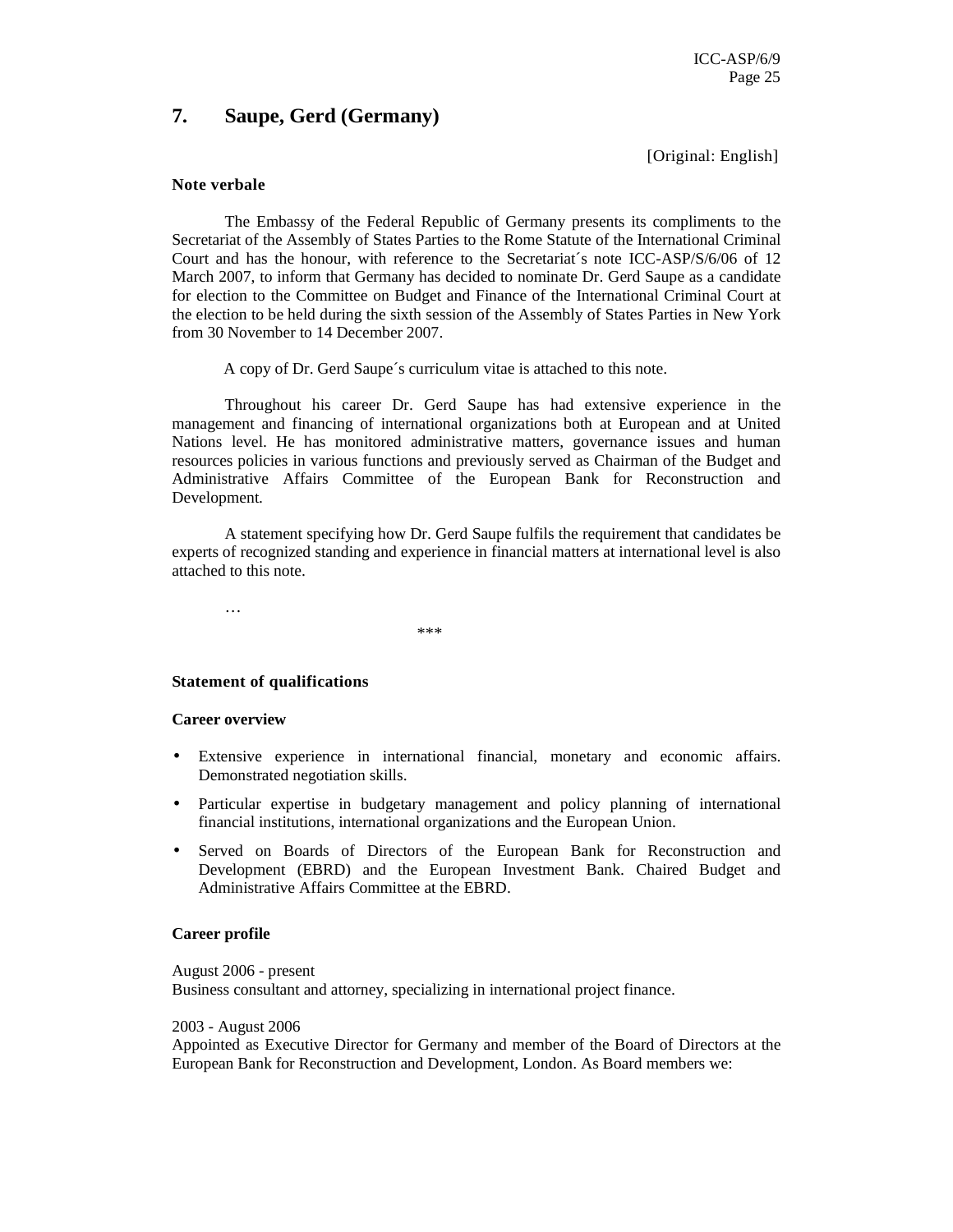## 7. Saupe, Gerd (Germany)

[Original: English]

**Note verbale**

The Embassy of the Federal Republic of Germany presents its compliments to the Secretariat of the Assembly of States Parties to the Rome Statute of the International Criminal Court and has the honour, with reference to the Secretariat´s note ICC-ASP/S/6/06 of 12 March 2007, to inform that Germany has decided to nominate Dr. Gerd Saupe as a candidate for election to the Committee on Budget and Finance of the International Criminal Court at the election to be held during the sixth session of the Assembly of States Parties in New York from 30 November to 14 December 2007.

A copy of Dr. Gerd Saupe´s curriculum vitae is attached to this note.

Throughout his career Dr. Gerd Saupe has had extensive experience in the management and financing of international organizations both at European and at United Nations level. He has monitored administrative matters, governance issues and human resources policies in various functions and previously served as Chairman of the Budget and Administrative Affairs Committee of the European Bank for Reconstruction and Development.

A statement specifying how Dr. Gerd Saupe fulfils the requirement that candidates be experts of recognized standing and experience in financial matters at international level is also attached to this note.

…

\*\*\*

**Statement of qualifications**

**Career overview**

- Extensive experience in international financial, monetary and economic affairs. Demonstrated negotiation skills.
- Particular expertise in budgetary management and policy planning of international financial institutions, international organizations and the European Union.
- Served on Boards of Directors of the European Bank for Reconstruction and Development (EBRD) and the European Investment Bank. Chaired Budget and Administrative Affairs Committee at the EBRD.

**Career profile**

August 2006 - present
Business consultant and attorney, specializing in international project finance.

2003 - August 2006
Appointed as Executive Director for Germany and member of the Board of Directors at the European Bank for Reconstruction and Development, London. As Board members we: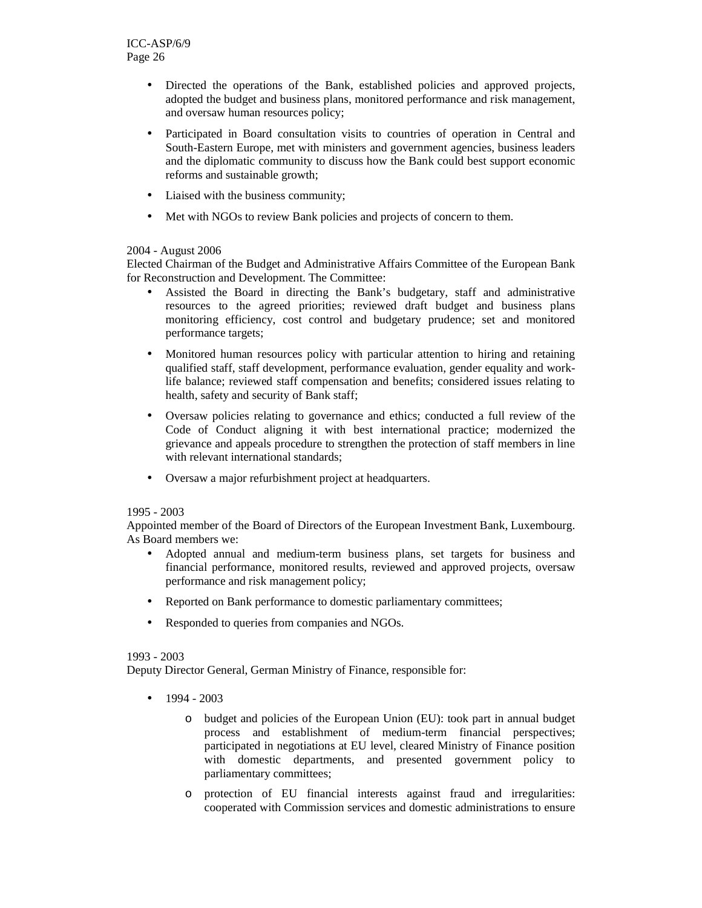- Directed the operations of the Bank, established policies and approved projects, adopted the budget and business plans, monitored performance and risk management, and oversaw human resources policy;
- Participated in Board consultation visits to countries of operation in Central and South-Eastern Europe, met with ministers and government agencies, business leaders and the diplomatic community to discuss how the Bank could best support economic reforms and sustainable growth;
- Liaised with the business community;
- Met with NGOs to review Bank policies and projects of concern to them.

2004 - August 2006
Elected Chairman of the Budget and Administrative Affairs Committee of the European Bank for Reconstruction and Development. The Committee:

- Assisted the Board in directing the Bank's budgetary, staff and administrative resources to the agreed priorities; reviewed draft budget and business plans monitoring efficiency, cost control and budgetary prudence; set and monitored performance targets;
- Monitored human resources policy with particular attention to hiring and retaining qualified staff, staff development, performance evaluation, gender equality and work-life balance; reviewed staff compensation and benefits; considered issues relating to health, safety and security of Bank staff;
- Oversaw policies relating to governance and ethics; conducted a full review of the Code of Conduct aligning it with best international practice; modernized the grievance and appeals procedure to strengthen the protection of staff members in line with relevant international standards;
- Oversaw a major refurbishment project at headquarters.

1995 - 2003
Appointed member of the Board of Directors of the European Investment Bank, Luxembourg. As Board members we:

- Adopted annual and medium-term business plans, set targets for business and financial performance, monitored results, reviewed and approved projects, oversaw performance and risk management policy;
- Reported on Bank performance to domestic parliamentary committees;
- Responded to queries from companies and NGOs.

1993 - 2003
Deputy Director General, German Ministry of Finance, responsible for:

- 1994 - 2003
  - budget and policies of the European Union (EU): took part in annual budget process and establishment of medium-term financial perspectives; participated in negotiations at EU level, cleared Ministry of Finance position with domestic departments, and presented government policy to parliamentary committees;
  - protection of EU financial interests against fraud and irregularities: cooperated with Commission services and domestic administrations to ensure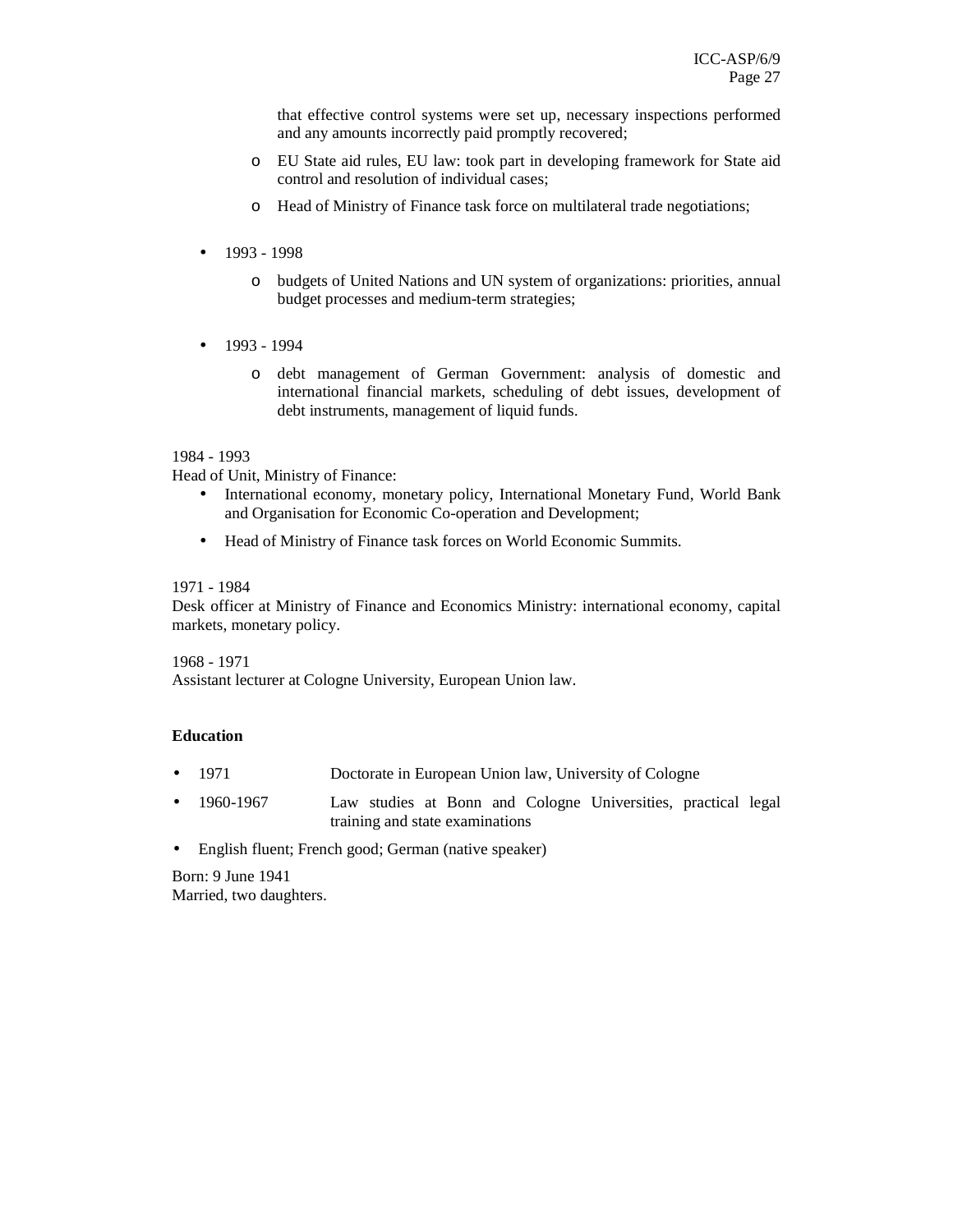that effective control systems were set up, necessary inspections performed and any amounts incorrectly paid promptly recovered;

  - EU State aid rules, EU law: took part in developing framework for State aid control and resolution of individual cases;
  - Head of Ministry of Finance task force on multilateral trade negotiations;

- 1993 - 1998
  - budgets of United Nations and UN system of organizations: priorities, annual budget processes and medium-term strategies;

- 1993 - 1994
  - debt management of German Government: analysis of domestic and international financial markets, scheduling of debt issues, development of debt instruments, management of liquid funds.

1984 - 1993
Head of Unit, Ministry of Finance:

- International economy, monetary policy, International Monetary Fund, World Bank and Organisation for Economic Co-operation and Development;
- Head of Ministry of Finance task forces on World Economic Summits.

1971 - 1984
Desk officer at Ministry of Finance and Economics Ministry: international economy, capital markets, monetary policy.

1968 - 1971
Assistant lecturer at Cologne University, European Union law.

**Education**

- 1971 Doctorate in European Union law, University of Cologne
- 1960-1967 Law studies at Bonn and Cologne Universities, practical legal training and state examinations
- English fluent; French good; German (native speaker)

Born: 9 June 1941
Married, two daughters.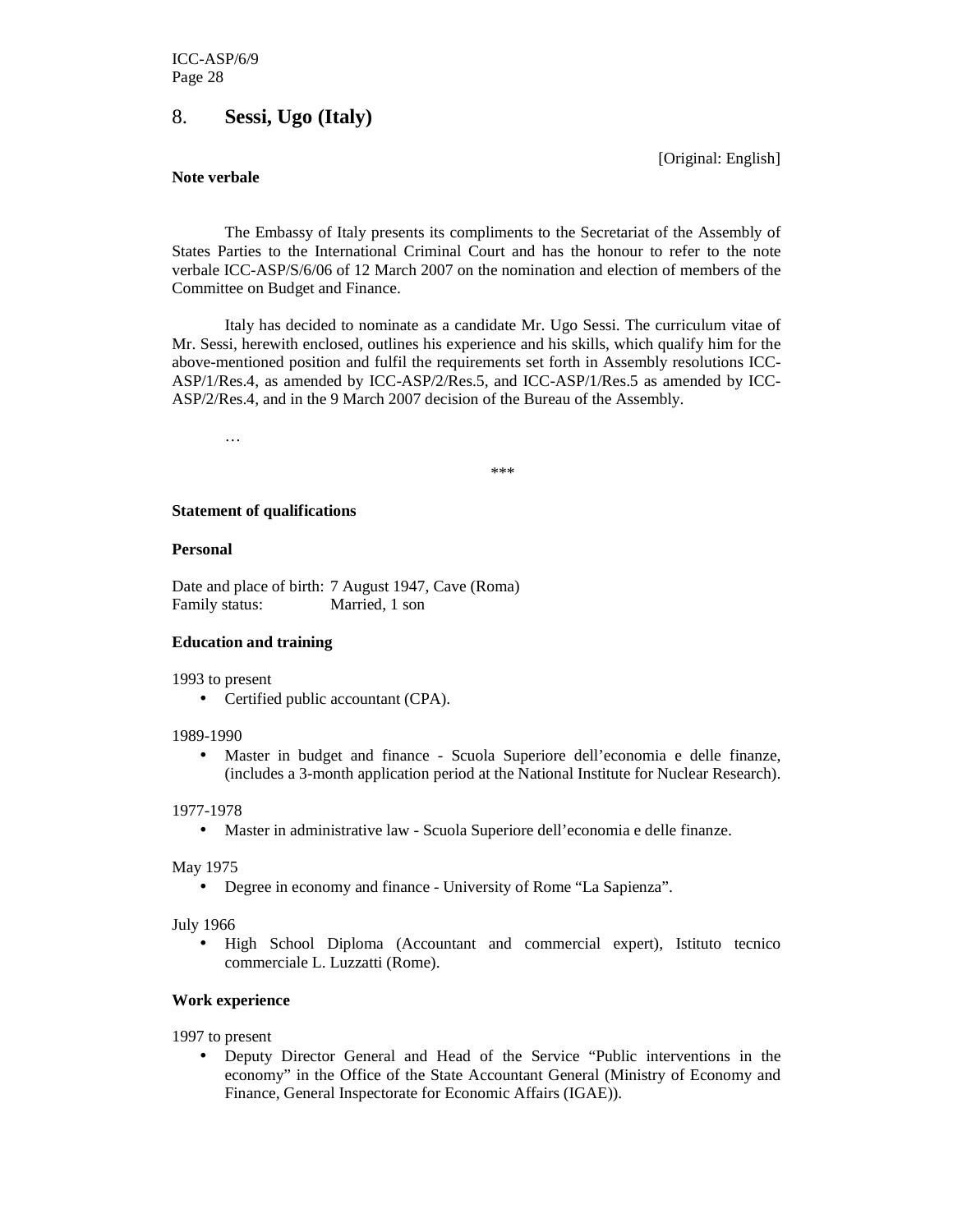## 8. **Sessi, Ugo (Italy)**

[Original: English]

**Note verbale**

The Embassy of Italy presents its compliments to the Secretariat of the Assembly of States Parties to the International Criminal Court and has the honour to refer to the note verbale ICC-ASP/S/6/06 of 12 March 2007 on the nomination and election of members of the Committee on Budget and Finance.

Italy has decided to nominate as a candidate Mr. Ugo Sessi. The curriculum vitae of Mr. Sessi, herewith enclosed, outlines his experience and his skills, which qualify him for the above-mentioned position and fulfil the requirements set forth in Assembly resolutions ICC-ASP/1/Res.4, as amended by ICC-ASP/2/Res.5, and ICC-ASP/1/Res.5 as amended by ICC-ASP/2/Res.4, and in the 9 March 2007 decision of the Bureau of the Assembly.

…

***

**Statement of qualifications**

**Personal**

Date and place of birth: 7 August 1947, Cave (Roma)
Family status: Married, 1 son

**Education and training**

1993 to present

- Certified public accountant (CPA).

1989-1990

- Master in budget and finance - Scuola Superiore dell'economia e delle finanze, (includes a 3-month application period at the National Institute for Nuclear Research).

1977-1978

- Master in administrative law - Scuola Superiore dell'economia e delle finanze.

May 1975

- Degree in economy and finance - University of Rome "La Sapienza".

July 1966

- High School Diploma (Accountant and commercial expert), Istituto tecnico commerciale L. Luzzatti (Rome).

**Work experience**

1997 to present

- Deputy Director General and Head of the Service "Public interventions in the economy" in the Office of the State Accountant General (Ministry of Economy and Finance, General Inspectorate for Economic Affairs (IGAE)).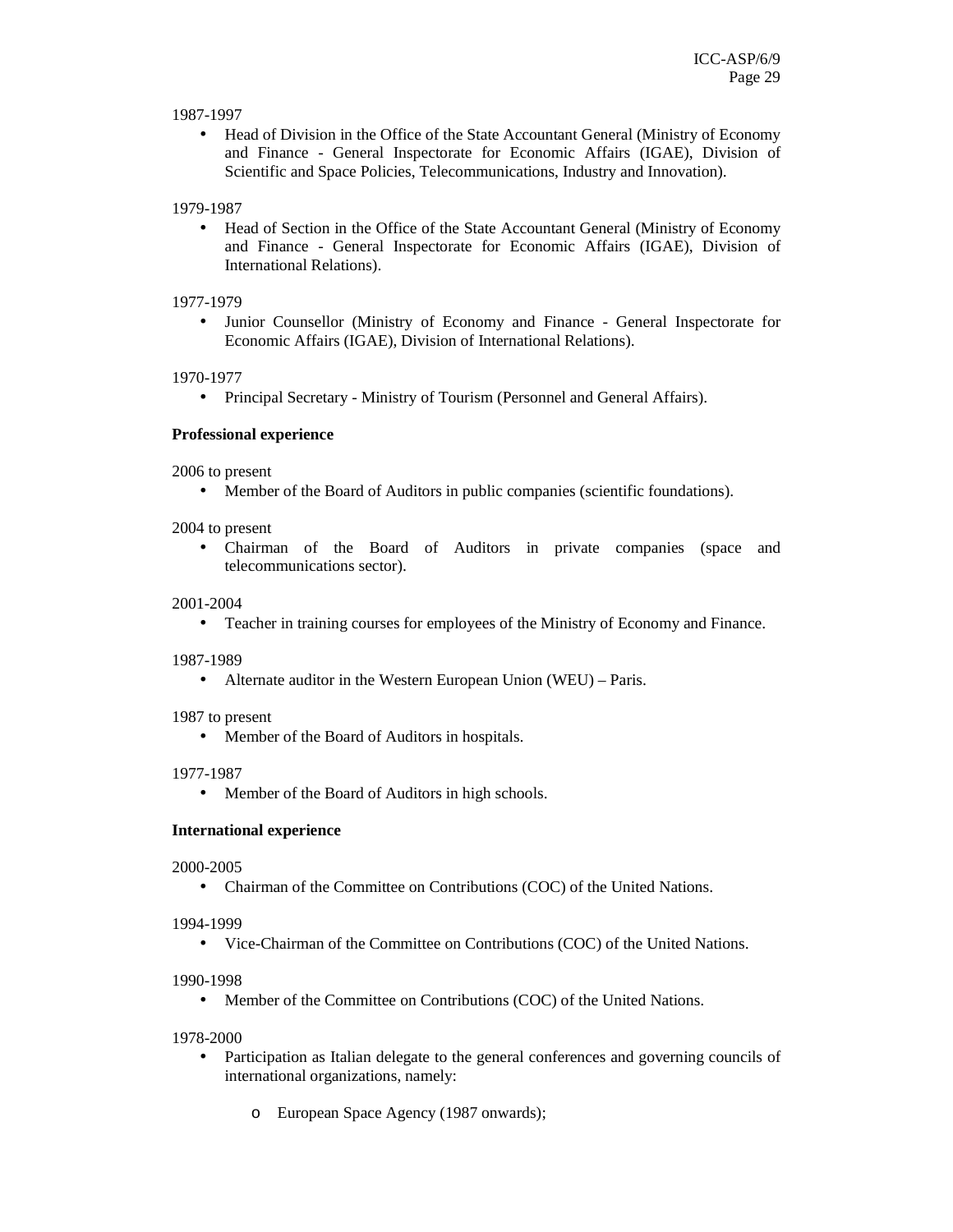1987-1997

- Head of Division in the Office of the State Accountant General (Ministry of Economy and Finance - General Inspectorate for Economic Affairs (IGAE), Division of Scientific and Space Policies, Telecommunications, Industry and Innovation).

1979-1987

- Head of Section in the Office of the State Accountant General (Ministry of Economy and Finance - General Inspectorate for Economic Affairs (IGAE), Division of International Relations).

1977-1979

- Junior Counsellor (Ministry of Economy and Finance - General Inspectorate for Economic Affairs (IGAE), Division of International Relations).

1970-1977

- Principal Secretary - Ministry of Tourism (Personnel and General Affairs).

**Professional experience**

2006 to present

- Member of the Board of Auditors in public companies (scientific foundations).

2004 to present

- Chairman of the Board of Auditors in private companies (space and telecommunications sector).

2001-2004

- Teacher in training courses for employees of the Ministry of Economy and Finance.

1987-1989

- Alternate auditor in the Western European Union (WEU) – Paris.

1987 to present

- Member of the Board of Auditors in hospitals.

1977-1987

- Member of the Board of Auditors in high schools.

**International experience**

2000-2005

- Chairman of the Committee on Contributions (COC) of the United Nations.

1994-1999

- Vice-Chairman of the Committee on Contributions (COC) of the United Nations.

1990-1998

- Member of the Committee on Contributions (COC) of the United Nations.

1978-2000

- Participation as Italian delegate to the general conferences and governing councils of international organizations, namely:
  - European Space Agency (1987 onwards);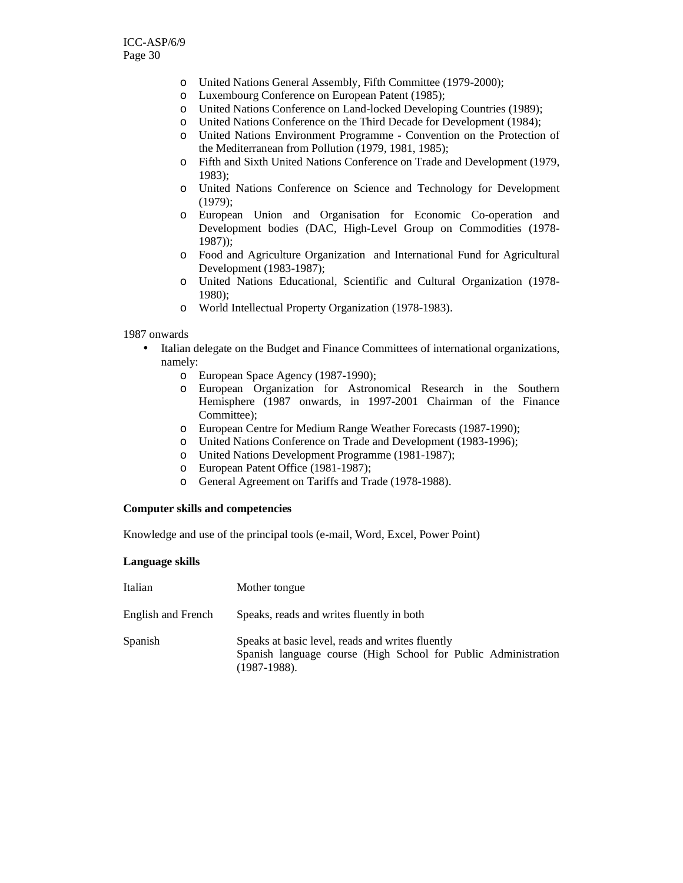- United Nations General Assembly, Fifth Committee (1979-2000);
- Luxembourg Conference on European Patent (1985);
- United Nations Conference on Land-locked Developing Countries (1989);
- United Nations Conference on the Third Decade for Development (1984);
- United Nations Environment Programme - Convention on the Protection of the Mediterranean from Pollution (1979, 1981, 1985);
- Fifth and Sixth United Nations Conference on Trade and Development (1979, 1983);
- United Nations Conference on Science and Technology for Development (1979);
- European Union and Organisation for Economic Co-operation and Development bodies (DAC, High-Level Group on Commodities (1978-1987));
- Food and Agriculture Organization and International Fund for Agricultural Development (1983-1987);
- United Nations Educational, Scientific and Cultural Organization (1978-1980);
- World Intellectual Property Organization (1978-1983).

1987 onwards

- Italian delegate on the Budget and Finance Committees of international organizations, namely:
  - European Space Agency (1987-1990);
  - European Organization for Astronomical Research in the Southern Hemisphere (1987 onwards, in 1997-2001 Chairman of the Finance Committee);
  - European Centre for Medium Range Weather Forecasts (1987-1990);
  - United Nations Conference on Trade and Development (1983-1996);
  - United Nations Development Programme (1981-1987);
  - European Patent Office (1981-1987);
  - General Agreement on Tariffs and Trade (1978-1988).

**Computer skills and competencies**

Knowledge and use of the principal tools (e-mail, Word, Excel, Power Point)

**Language skills**

| | |
|---|---|
| Italian | Mother tongue |
| English and French | Speaks, reads and writes fluently in both |
| Spanish | Speaks at basic level, reads and writes fluently<br>Spanish language course (High School for Public Administration (1987-1988). |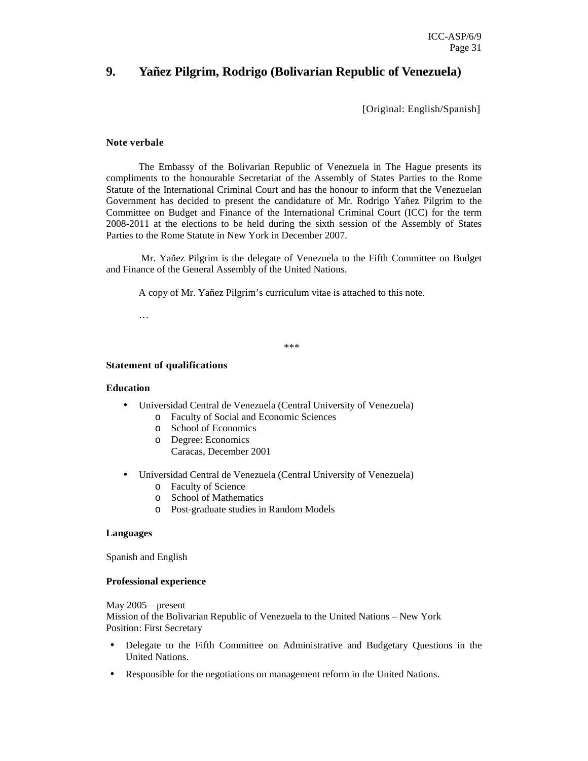## 9. Yañez Pilgrim, Rodrigo (Bolivarian Republic of Venezuela)

[Original: English/Spanish]

**Note verbale**

The Embassy of the Bolivarian Republic of Venezuela in The Hague presents its compliments to the honourable Secretariat of the Assembly of States Parties to the Rome Statute of the International Criminal Court and has the honour to inform that the Venezuelan Government has decided to present the candidature of Mr. Rodrigo Yañez Pilgrim to the Committee on Budget and Finance of the International Criminal Court (ICC) for the term 2008-2011 at the elections to be held during the sixth session of the Assembly of States Parties to the Rome Statute in New York in December 2007.

Mr. Yañez Pilgrim is the delegate of Venezuela to the Fifth Committee on Budget and Finance of the General Assembly of the United Nations.

A copy of Mr. Yañez Pilgrim's curriculum vitae is attached to this note.

…

\*\*\*

**Statement of qualifications**

**Education**

- Universidad Central de Venezuela (Central University of Venezuela)
  - Faculty of Social and Economic Sciences
  - School of Economics
  - Degree: Economics
    Caracas, December 2001

- Universidad Central de Venezuela (Central University of Venezuela)
  - Faculty of Science
  - School of Mathematics
  - Post-graduate studies in Random Models

**Languages**

Spanish and English

**Professional experience**

May 2005 – present
Mission of the Bolivarian Republic of Venezuela to the United Nations – New York
Position: First Secretary

- Delegate to the Fifth Committee on Administrative and Budgetary Questions in the United Nations.
- Responsible for the negotiations on management reform in the United Nations.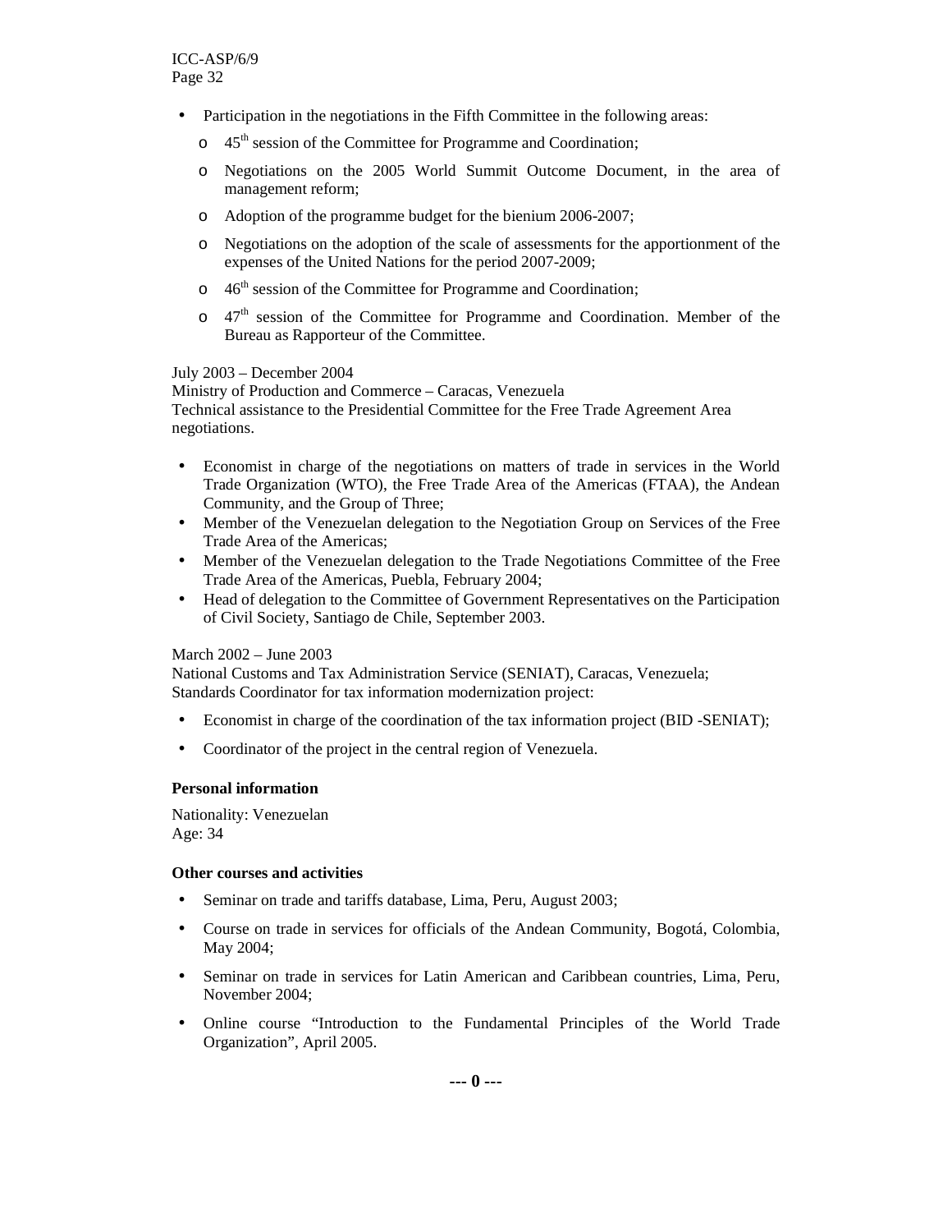- Participation in the negotiations in the Fifth Committee in the following areas:
  - 45th session of the Committee for Programme and Coordination;
  - Negotiations on the 2005 World Summit Outcome Document, in the area of management reform;
  - Adoption of the programme budget for the bienium 2006-2007;
  - Negotiations on the adoption of the scale of assessments for the apportionment of the expenses of the United Nations for the period 2007-2009;
  - 46th session of the Committee for Programme and Coordination;
  - 47th session of the Committee for Programme and Coordination. Member of the Bureau as Rapporteur of the Committee.

July 2003 – December 2004
Ministry of Production and Commerce – Caracas, Venezuela
Technical assistance to the Presidential Committee for the Free Trade Agreement Area negotiations.

- Economist in charge of the negotiations on matters of trade in services in the World Trade Organization (WTO), the Free Trade Area of the Americas (FTAA), the Andean Community, and the Group of Three;
- Member of the Venezuelan delegation to the Negotiation Group on Services of the Free Trade Area of the Americas;
- Member of the Venezuelan delegation to the Trade Negotiations Committee of the Free Trade Area of the Americas, Puebla, February 2004;
- Head of delegation to the Committee of Government Representatives on the Participation of Civil Society, Santiago de Chile, September 2003.

March 2002 – June 2003
National Customs and Tax Administration Service (SENIAT), Caracas, Venezuela;
Standards Coordinator for tax information modernization project:

- Economist in charge of the coordination of the tax information project (BID -SENIAT);
- Coordinator of the project in the central region of Venezuela.

**Personal information**

Nationality: Venezuelan
Age: 34

**Other courses and activities**

- Seminar on trade and tariffs database, Lima, Peru, August 2003;
- Course on trade in services for officials of the Andean Community, Bogotá, Colombia, May 2004;
- Seminar on trade in services for Latin American and Caribbean countries, Lima, Peru, November 2004;
- Online course "Introduction to the Fundamental Principles of the World Trade Organization", April 2005.

**--- 0 ---**